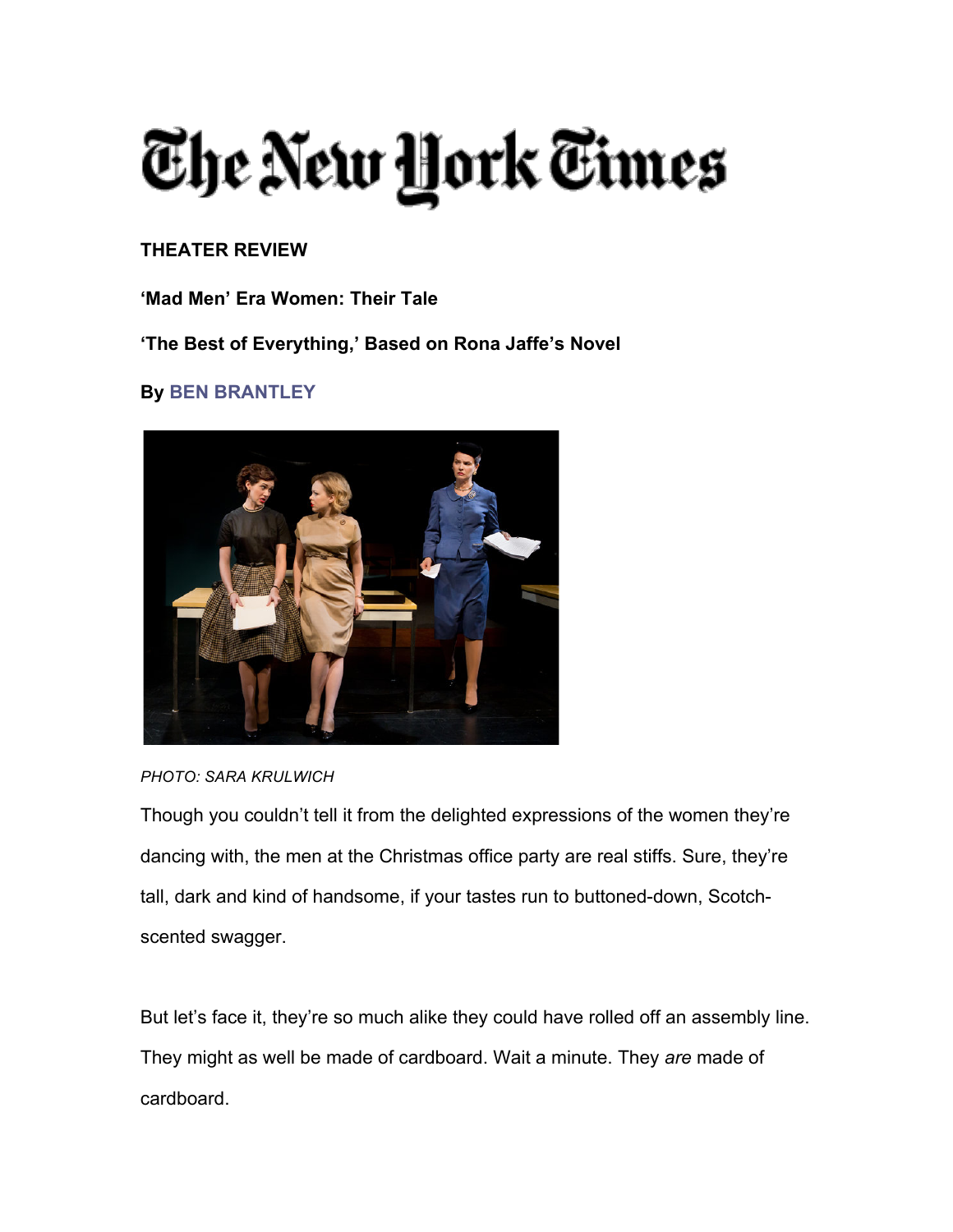# The New York Times

**THEATER REVIEW**

**'Mad Men' Era Women: Their Tale**

**'The Best of Everything,' Based on Rona Jaffe's Novel**

**By BEN BRANTLEY**

*PHOTO: SARA KRULWICH*

Though you couldn't tell it from the delighted expressions of the women they're dancing with, the men at the Christmas office party are real stiffs. Sure, they're tall, dark and kind of handsome, if your tastes run to buttoned-down, Scotch-scented swagger.

But let's face it, they're so much alike they could have rolled off an assembly line. They might as well be made of cardboard. Wait a minute. They *are* made of cardboard.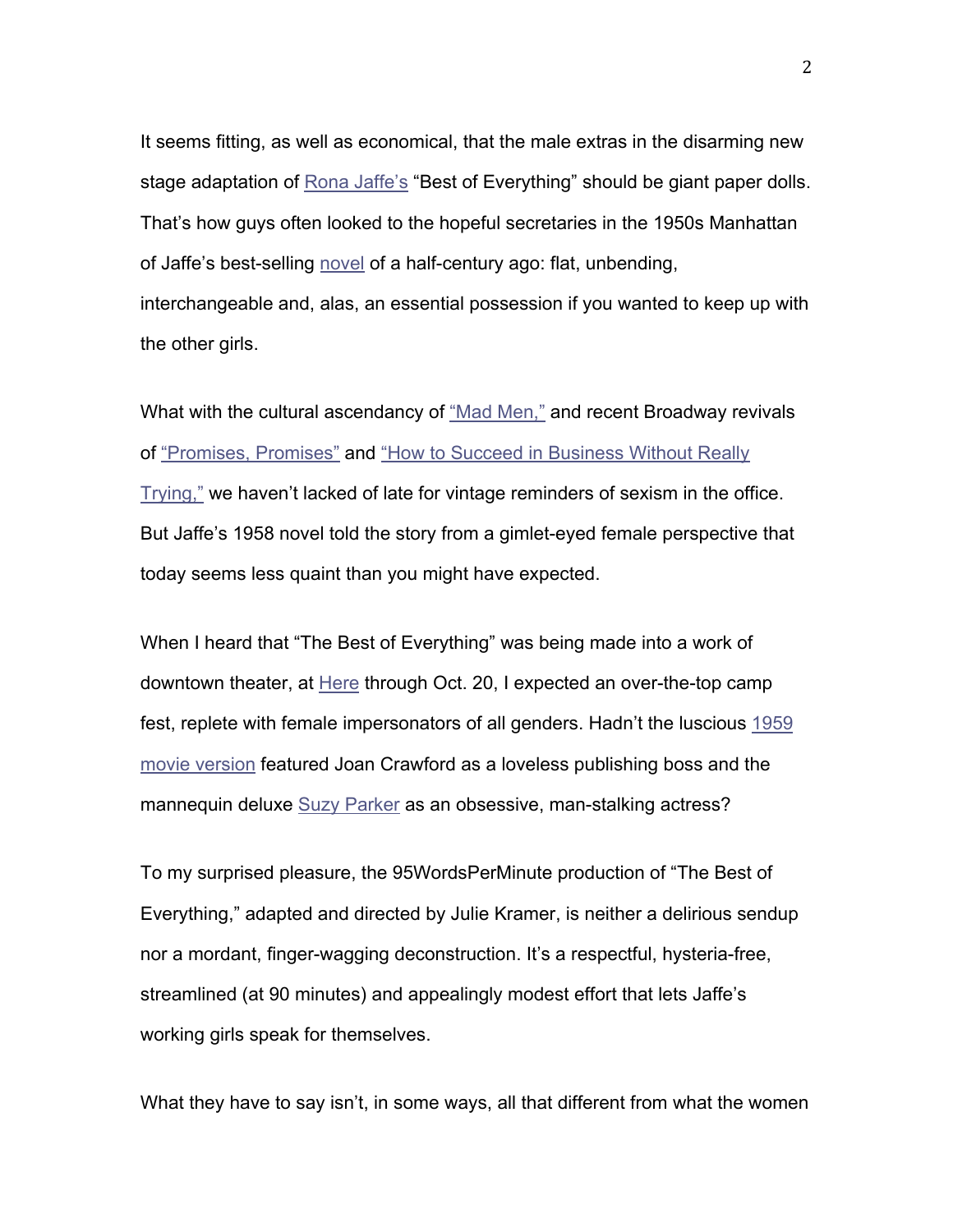It seems fitting, as well as economical, that the male extras in the disarming new stage adaptation of Rona Jaffe's "Best of Everything" should be giant paper dolls. That's how guys often looked to the hopeful secretaries in the 1950s Manhattan of Jaffe's best-selling novel of a half-century ago: flat, unbending, interchangeable and, alas, an essential possession if you wanted to keep up with the other girls.

What with the cultural ascendancy of "Mad Men," and recent Broadway revivals of "Promises, Promises" and "How to Succeed in Business Without Really Trying," we haven't lacked of late for vintage reminders of sexism in the office. But Jaffe's 1958 novel told the story from a gimlet-eyed female perspective that today seems less quaint than you might have expected.

When I heard that "The Best of Everything" was being made into a work of downtown theater, at Here through Oct. 20, I expected an over-the-top camp fest, replete with female impersonators of all genders. Hadn't the luscious 1959 movie version featured Joan Crawford as a loveless publishing boss and the mannequin deluxe Suzy Parker as an obsessive, man-stalking actress?

To my surprised pleasure, the 95WordsPerMinute production of "The Best of Everything," adapted and directed by Julie Kramer, is neither a delirious sendup nor a mordant, finger-wagging deconstruction. It's a respectful, hysteria-free, streamlined (at 90 minutes) and appealingly modest effort that lets Jaffe's working girls speak for themselves.

What they have to say isn't, in some ways, all that different from what the women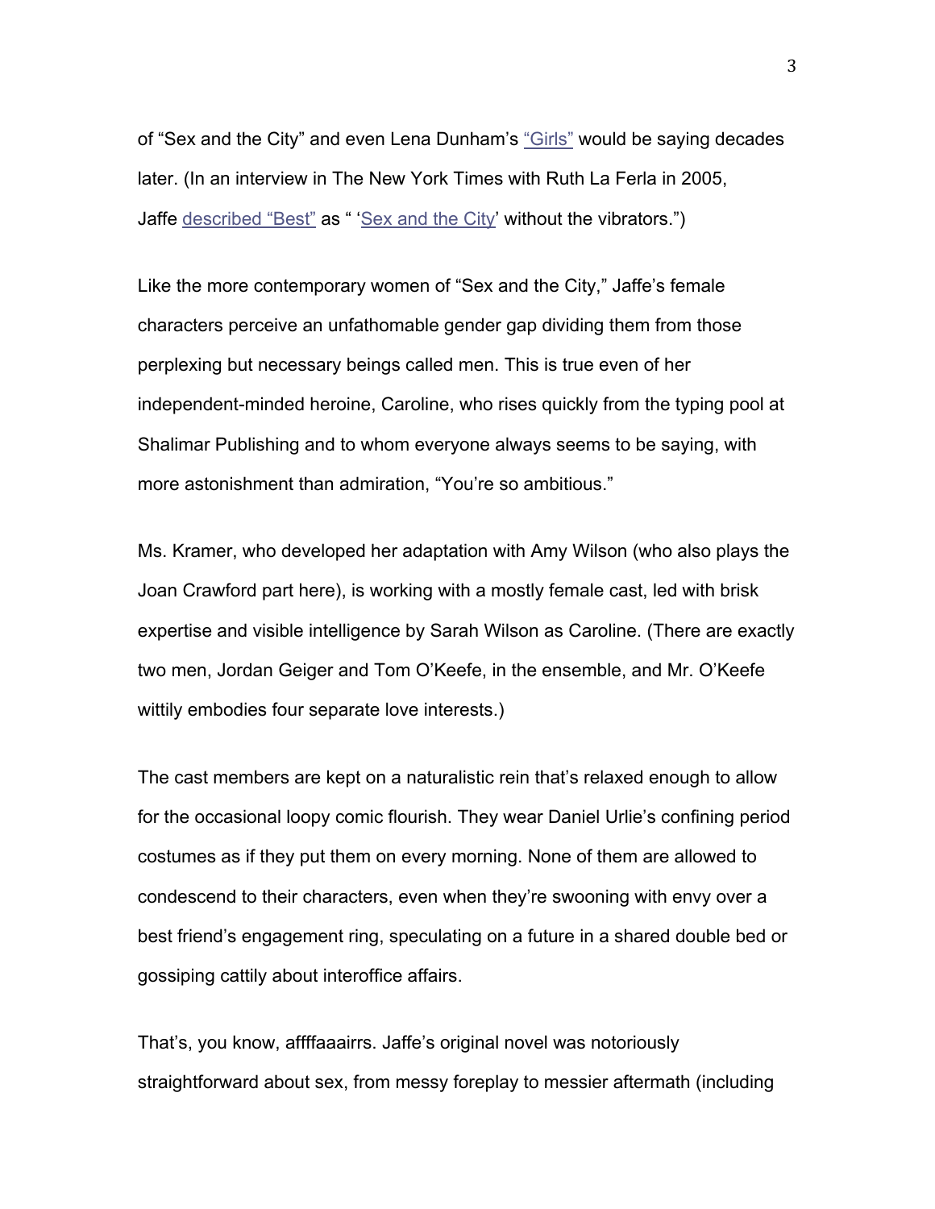of “Sex and the City” and even Lena Dunham’s “Girls” would be saying decades later. (In an interview in The New York Times with Ruth La Ferla in 2005, Jaffe described “Best” as “ ‘Sex and the City’ without the vibrators.”)

Like the more contemporary women of “Sex and the City,” Jaffe’s female characters perceive an unfathomable gender gap dividing them from those perplexing but necessary beings called men. This is true even of her independent-minded heroine, Caroline, who rises quickly from the typing pool at Shalimar Publishing and to whom everyone always seems to be saying, with more astonishment than admiration, “You’re so ambitious.”

Ms. Kramer, who developed her adaptation with Amy Wilson (who also plays the Joan Crawford part here), is working with a mostly female cast, led with brisk expertise and visible intelligence by Sarah Wilson as Caroline. (There are exactly two men, Jordan Geiger and Tom O’Keefe, in the ensemble, and Mr. O’Keefe wittily embodies four separate love interests.)

The cast members are kept on a naturalistic rein that’s relaxed enough to allow for the occasional loopy comic flourish. They wear Daniel Urlie’s confining period costumes as if they put them on every morning. None of them are allowed to condescend to their characters, even when they’re swooning with envy over a best friend’s engagement ring, speculating on a future in a shared double bed or gossiping cattily about interoffice affairs.

That’s, you know, affffaaairrs. Jaffe’s original novel was notoriously straightforward about sex, from messy foreplay to messier aftermath (including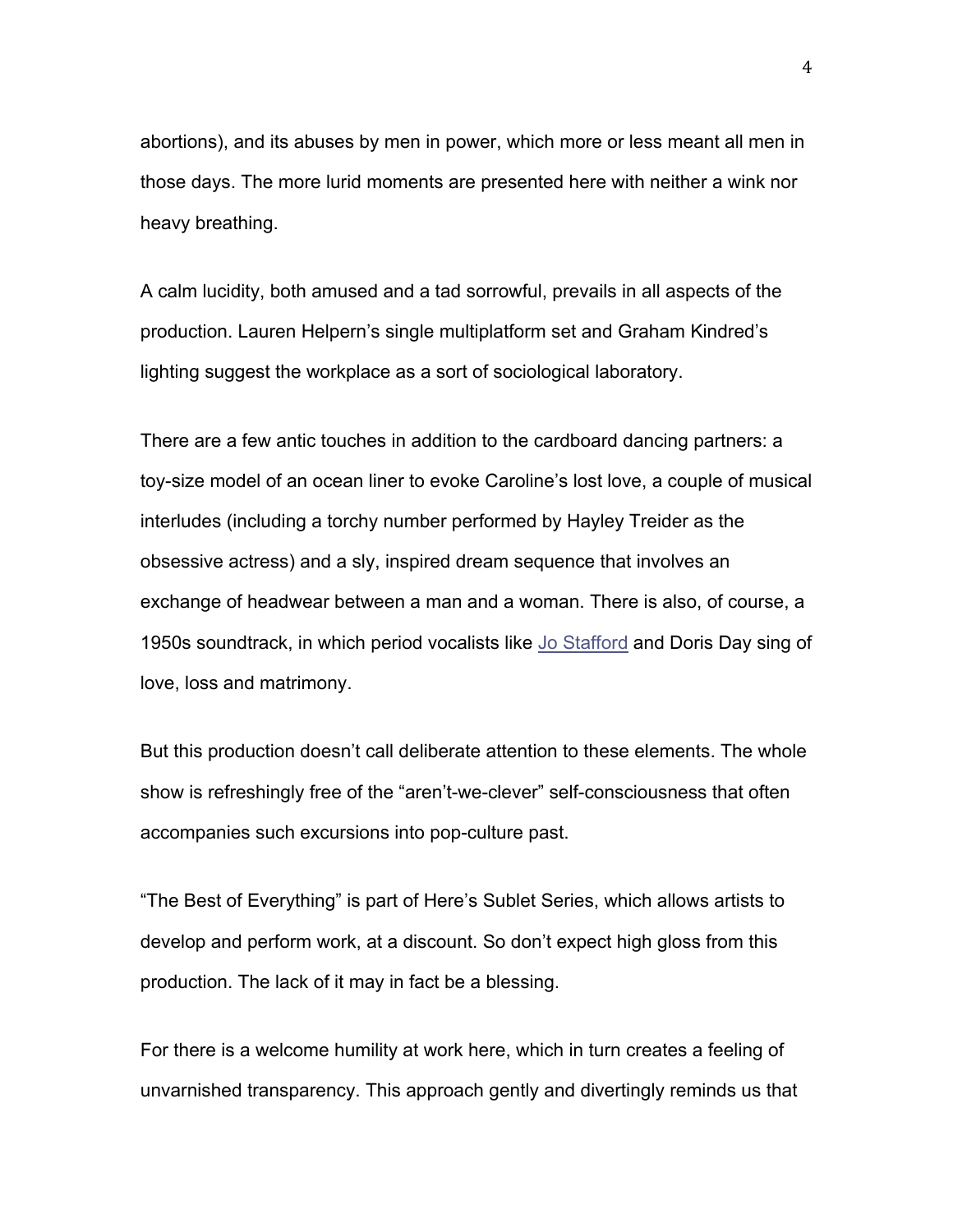abortions), and its abuses by men in power, which more or less meant all men in those days. The more lurid moments are presented here with neither a wink nor heavy breathing.

A calm lucidity, both amused and a tad sorrowful, prevails in all aspects of the production. Lauren Helpern's single multiplatform set and Graham Kindred's lighting suggest the workplace as a sort of sociological laboratory.

There are a few antic touches in addition to the cardboard dancing partners: a toy-size model of an ocean liner to evoke Caroline's lost love, a couple of musical interludes (including a torchy number performed by Hayley Treider as the obsessive actress) and a sly, inspired dream sequence that involves an exchange of headwear between a man and a woman. There is also, of course, a 1950s soundtrack, in which period vocalists like Jo Stafford and Doris Day sing of love, loss and matrimony.

But this production doesn't call deliberate attention to these elements. The whole show is refreshingly free of the "aren't-we-clever" self-consciousness that often accompanies such excursions into pop-culture past.

"The Best of Everything" is part of Here's Sublet Series, which allows artists to develop and perform work, at a discount. So don't expect high gloss from this production. The lack of it may in fact be a blessing.

For there is a welcome humility at work here, which in turn creates a feeling of unvarnished transparency. This approach gently and divertingly reminds us that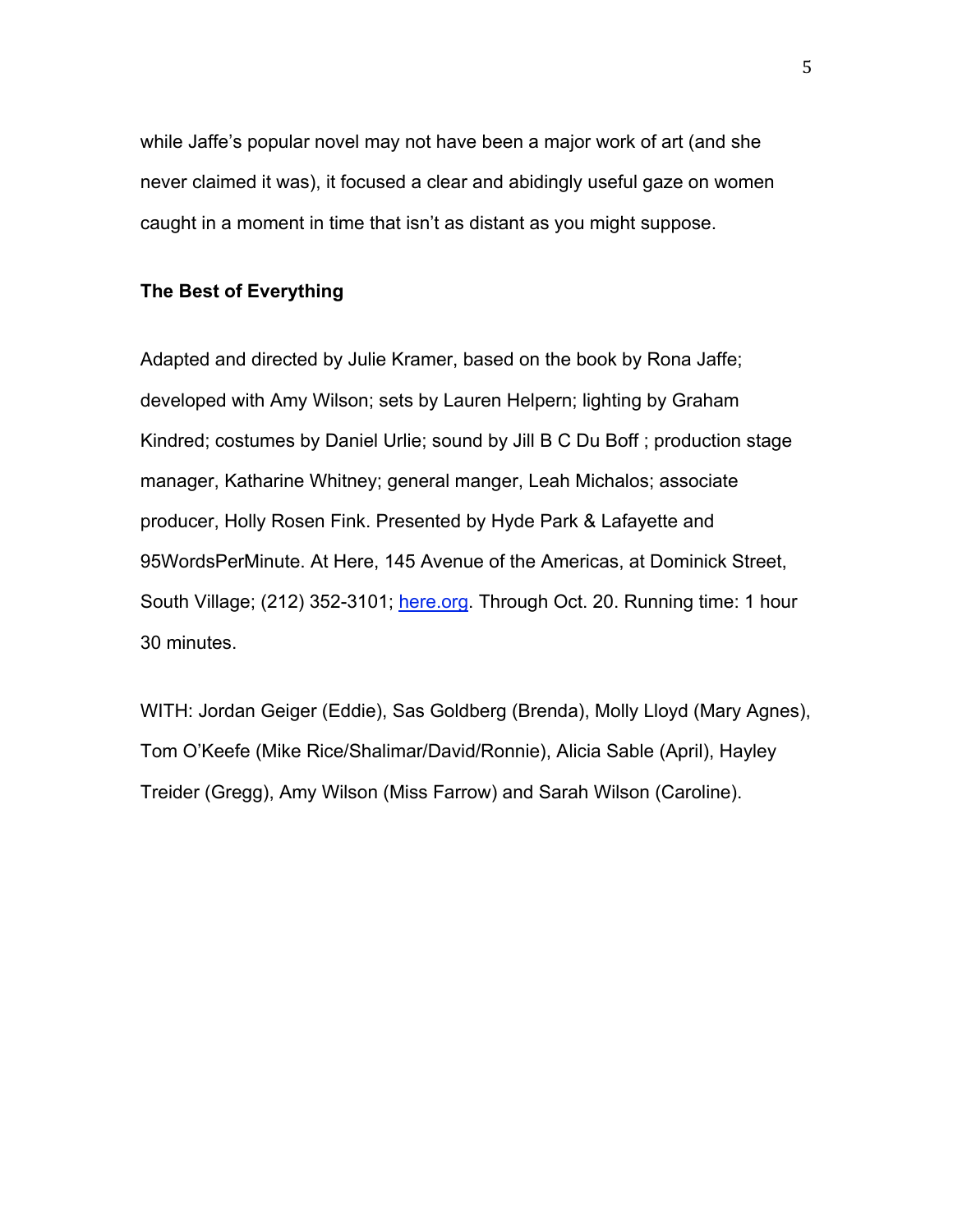while Jaffe's popular novel may not have been a major work of art (and she never claimed it was), it focused a clear and abidingly useful gaze on women caught in a moment in time that isn't as distant as you might suppose.

**The Best of Everything**

Adapted and directed by Julie Kramer, based on the book by Rona Jaffe; developed with Amy Wilson; sets by Lauren Helpern; lighting by Graham Kindred; costumes by Daniel Urlie; sound by Jill B C Du Boff ; production stage manager, Katharine Whitney; general manger, Leah Michalos; associate producer, Holly Rosen Fink. Presented by Hyde Park & Lafayette and 95WordsPerMinute. At Here, 145 Avenue of the Americas, at Dominick Street, South Village; (212) 352-3101; [here.org](http://here.org). Through Oct. 20. Running time: 1 hour 30 minutes.

WITH: Jordan Geiger (Eddie), Sas Goldberg (Brenda), Molly Lloyd (Mary Agnes), Tom O'Keefe (Mike Rice/Shalimar/David/Ronnie), Alicia Sable (April), Hayley Treider (Gregg), Amy Wilson (Miss Farrow) and Sarah Wilson (Caroline).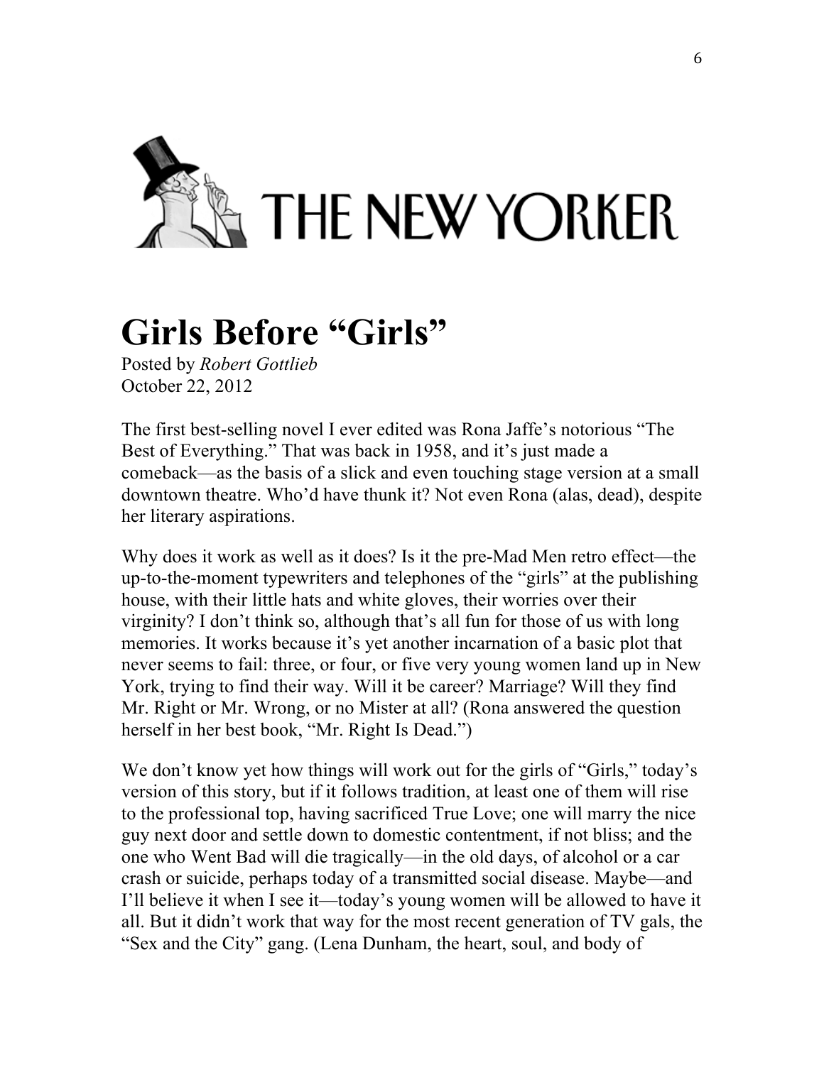THE NEW YORKER

# Girls Before "Girls"

Posted by *Robert Gottlieb*
October 22, 2012

The first best-selling novel I ever edited was Rona Jaffe's notorious "The Best of Everything." That was back in 1958, and it's just made a comeback—as the basis of a slick and even touching stage version at a small downtown theatre. Who'd have thunk it? Not even Rona (alas, dead), despite her literary aspirations.

Why does it work as well as it does? Is it the pre-Mad Men retro effect—the up-to-the-moment typewriters and telephones of the "girls" at the publishing house, with their little hats and white gloves, their worries over their virginity? I don't think so, although that's all fun for those of us with long memories. It works because it's yet another incarnation of a basic plot that never seems to fail: three, or four, or five very young women land up in New York, trying to find their way. Will it be career? Marriage? Will they find Mr. Right or Mr. Wrong, or no Mister at all? (Rona answered the question herself in her best book, "Mr. Right Is Dead.")

We don't know yet how things will work out for the girls of "Girls," today's version of this story, but if it follows tradition, at least one of them will rise to the professional top, having sacrificed True Love; one will marry the nice guy next door and settle down to domestic contentment, if not bliss; and the one who Went Bad will die tragically—in the old days, of alcohol or a car crash or suicide, perhaps today of a transmitted social disease. Maybe—and I'll believe it when I see it—today's young women will be allowed to have it all. But it didn't work that way for the most recent generation of TV gals, the "Sex and the City" gang. (Lena Dunham, the heart, soul, and body of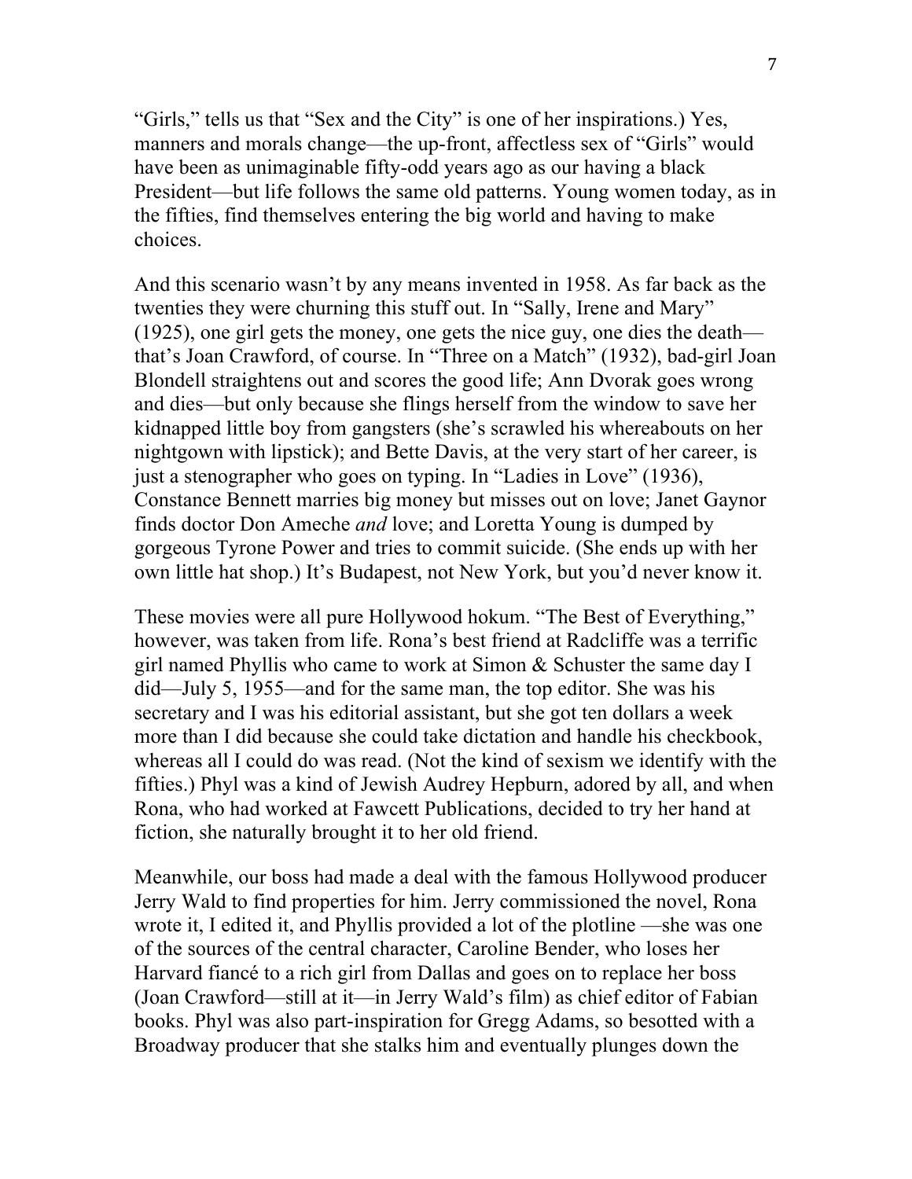"Girls," tells us that "Sex and the City" is one of her inspirations.) Yes, manners and morals change—the up-front, affectless sex of "Girls" would have been as unimaginable fifty-odd years ago as our having a black President—but life follows the same old patterns. Young women today, as in the fifties, find themselves entering the big world and having to make choices.

And this scenario wasn't by any means invented in 1958. As far back as the twenties they were churning this stuff out. In "Sally, Irene and Mary" (1925), one girl gets the money, one gets the nice guy, one dies the death—that's Joan Crawford, of course. In "Three on a Match" (1932), bad-girl Joan Blondell straightens out and scores the good life; Ann Dvorak goes wrong and dies—but only because she flings herself from the window to save her kidnapped little boy from gangsters (she's scrawled his whereabouts on her nightgown with lipstick); and Bette Davis, at the very start of her career, is just a stenographer who goes on typing. In "Ladies in Love" (1936), Constance Bennett marries big money but misses out on love; Janet Gaynor finds doctor Don Ameche *and* love; and Loretta Young is dumped by gorgeous Tyrone Power and tries to commit suicide. (She ends up with her own little hat shop.) It's Budapest, not New York, but you'd never know it.

These movies were all pure Hollywood hokum. "The Best of Everything," however, was taken from life. Rona's best friend at Radcliffe was a terrific girl named Phyllis who came to work at Simon & Schuster the same day I did—July 5, 1955—and for the same man, the top editor. She was his secretary and I was his editorial assistant, but she got ten dollars a week more than I did because she could take dictation and handle his checkbook, whereas all I could do was read. (Not the kind of sexism we identify with the fifties.) Phyl was a kind of Jewish Audrey Hepburn, adored by all, and when Rona, who had worked at Fawcett Publications, decided to try her hand at fiction, she naturally brought it to her old friend.

Meanwhile, our boss had made a deal with the famous Hollywood producer Jerry Wald to find properties for him. Jerry commissioned the novel, Rona wrote it, I edited it, and Phyllis provided a lot of the plotline —she was one of the sources of the central character, Caroline Bender, who loses her Harvard fiancé to a rich girl from Dallas and goes on to replace her boss (Joan Crawford—still at it—in Jerry Wald's film) as chief editor of Fabian books. Phyl was also part-inspiration for Gregg Adams, so besotted with a Broadway producer that she stalks him and eventually plunges down the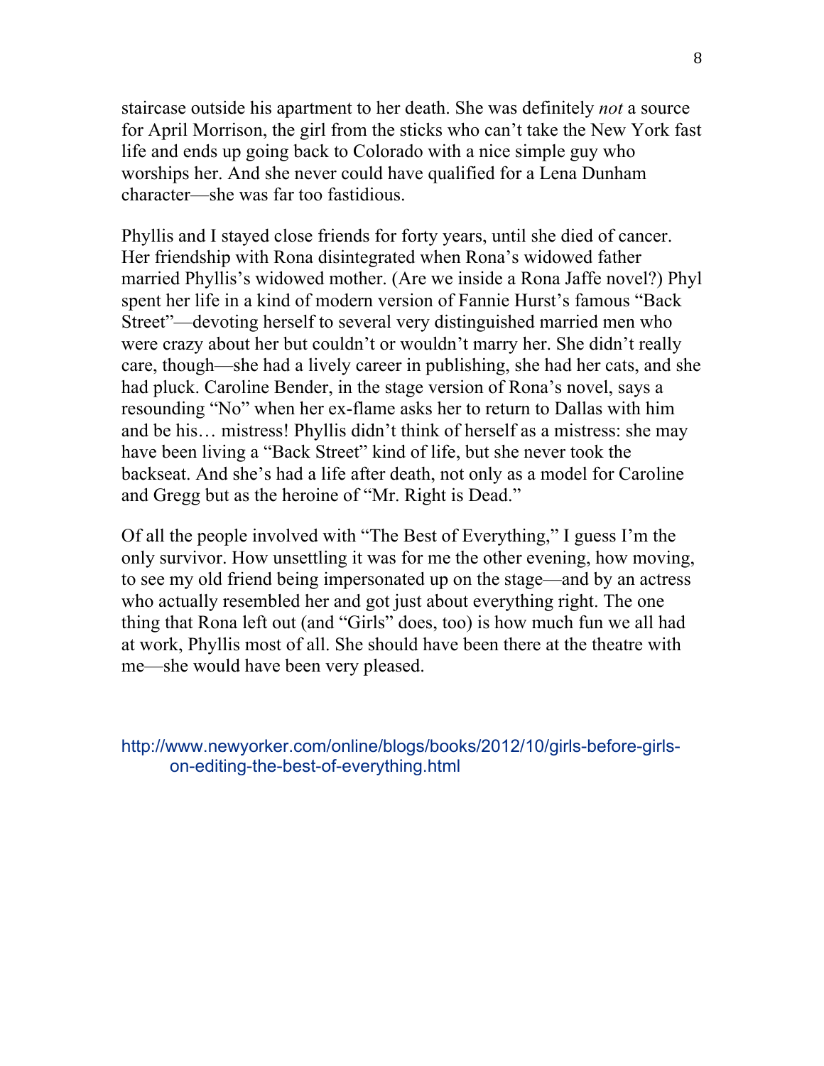staircase outside his apartment to her death. She was definitely *not* a source for April Morrison, the girl from the sticks who can't take the New York fast life and ends up going back to Colorado with a nice simple guy who worships her. And she never could have qualified for a Lena Dunham character—she was far too fastidious.

Phyllis and I stayed close friends for forty years, until she died of cancer. Her friendship with Rona disintegrated when Rona's widowed father married Phyllis's widowed mother. (Are we inside a Rona Jaffe novel?) Phyl spent her life in a kind of modern version of Fannie Hurst's famous "Back Street"—devoting herself to several very distinguished married men who were crazy about her but couldn't or wouldn't marry her. She didn't really care, though—she had a lively career in publishing, she had her cats, and she had pluck. Caroline Bender, in the stage version of Rona's novel, says a resounding "No" when her ex-flame asks her to return to Dallas with him and be his… mistress! Phyllis didn't think of herself as a mistress: she may have been living a "Back Street" kind of life, but she never took the backseat. And she's had a life after death, not only as a model for Caroline and Gregg but as the heroine of "Mr. Right is Dead."

Of all the people involved with "The Best of Everything," I guess I'm the only survivor. How unsettling it was for me the other evening, how moving, to see my old friend being impersonated up on the stage—and by an actress who actually resembled her and got just about everything right. The one thing that Rona left out (and "Girls" does, too) is how much fun we all had at work, Phyllis most of all. She should have been there at the theatre with me—she would have been very pleased.

http://www.newyorker.com/online/blogs/books/2012/10/girls-before-girls-on-editing-the-best-of-everything.html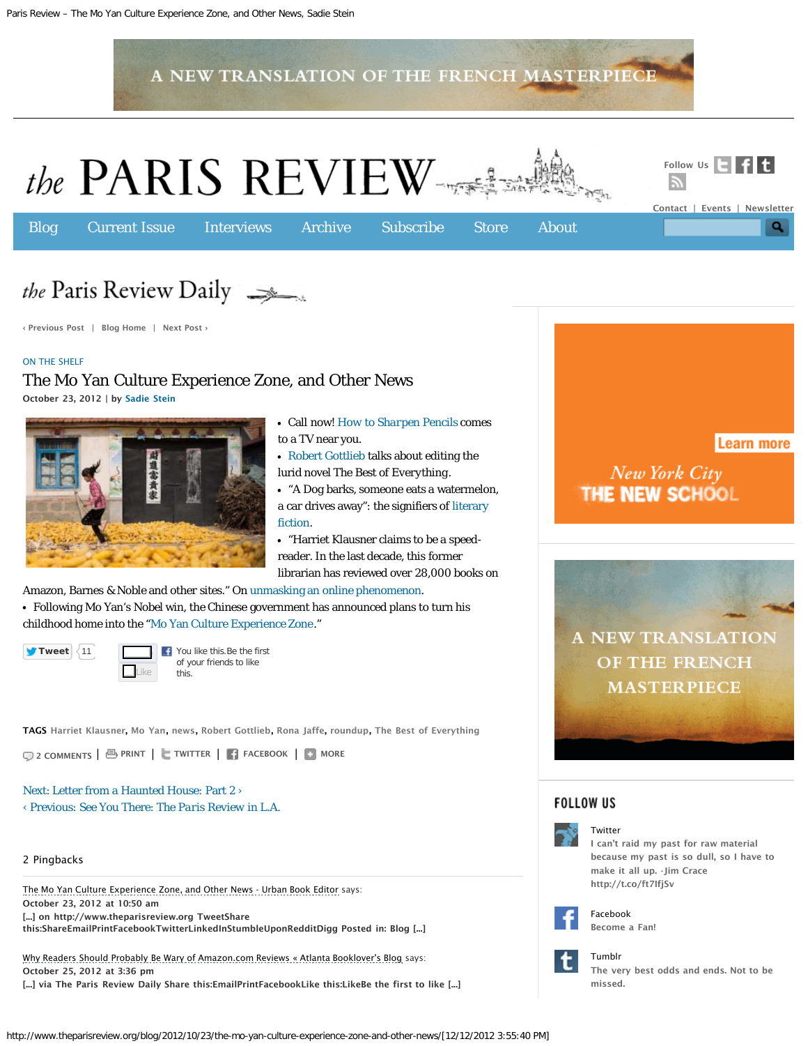A NEW TRANSLATION OF THE FRENCH MASTERPIECE

# the PARIS REVIEW

Follow Us

Contact | Events | Newsletter

Blog | Current Issue | Interviews | Archive | Subscribe | Store | About

## the Paris Review Daily

‹ Previous Post | Blog Home | Next Post ›

ON THE SHELF

## The Mo Yan Culture Experience Zone, and Other News

**October 23, 2012** | by **Sadie Stein**

- Call now! How to Sharpen Pencils comes to a TV near you.
- Robert Gottlieb talks about editing the lurid novel The Best of Everything.
- "A Dog barks, someone eats a watermelon, a car drives away": the signifiers of literary fiction.
- "Harriet Klausner claims to be a speed-reader. In the last decade, this former librarian has reviewed over 28,000 books on Amazon, Barnes & Noble and other sites." On unmasking an online phenomenon.
- Following Mo Yan's Nobel win, the Chinese government has announced plans to turn his childhood home into the "Mo Yan Culture Experience Zone."

Tweet 11 | Like | You like this.Be the first of your friends to like this.

**TAGS** Harriet Klausner, Mo Yan, news, Robert Gottlieb, Rona Jaffe, roundup, The Best of Everything

2 COMMENTS | PRINT | TWITTER | FACEBOOK | MORE

Next: Letter from a Haunted House: Part 2 ›

‹ Previous: See You There: The Paris Review in L.A.

### 2 Pingbacks

The Mo Yan Culture Experience Zone, and Other News - Urban Book Editor says:
**October 23, 2012 at 10:50 am**
**[...] on http://www.theparisreview.org TweetShare this:ShareEmailPrintFacebookTwitterLinkedInStumbleUponRedditDigg Posted in: Blog [...]**

Why Readers Should Probably Be Wary of Amazon.com Reviews « Atlanta Booklover's Blog says:
**October 25, 2012 at 3:36 pm**
**[...] via The Paris Review Daily Share this:EmailPrintFacebookLike this:LikeBe the first to like [...]**

Learn more
New York City
THE NEW SCHOOL

A NEW TRANSLATION OF THE FRENCH MASTERPIECE

### FOLLOW US

Twitter
I can't raid my past for raw material because my past is so dull, so I have to make it all up. -Jim Crace http://t.co/ft7IfjSv

Facebook
Become a Fan!

Tumblr
The very best odds and ends. Not to be missed.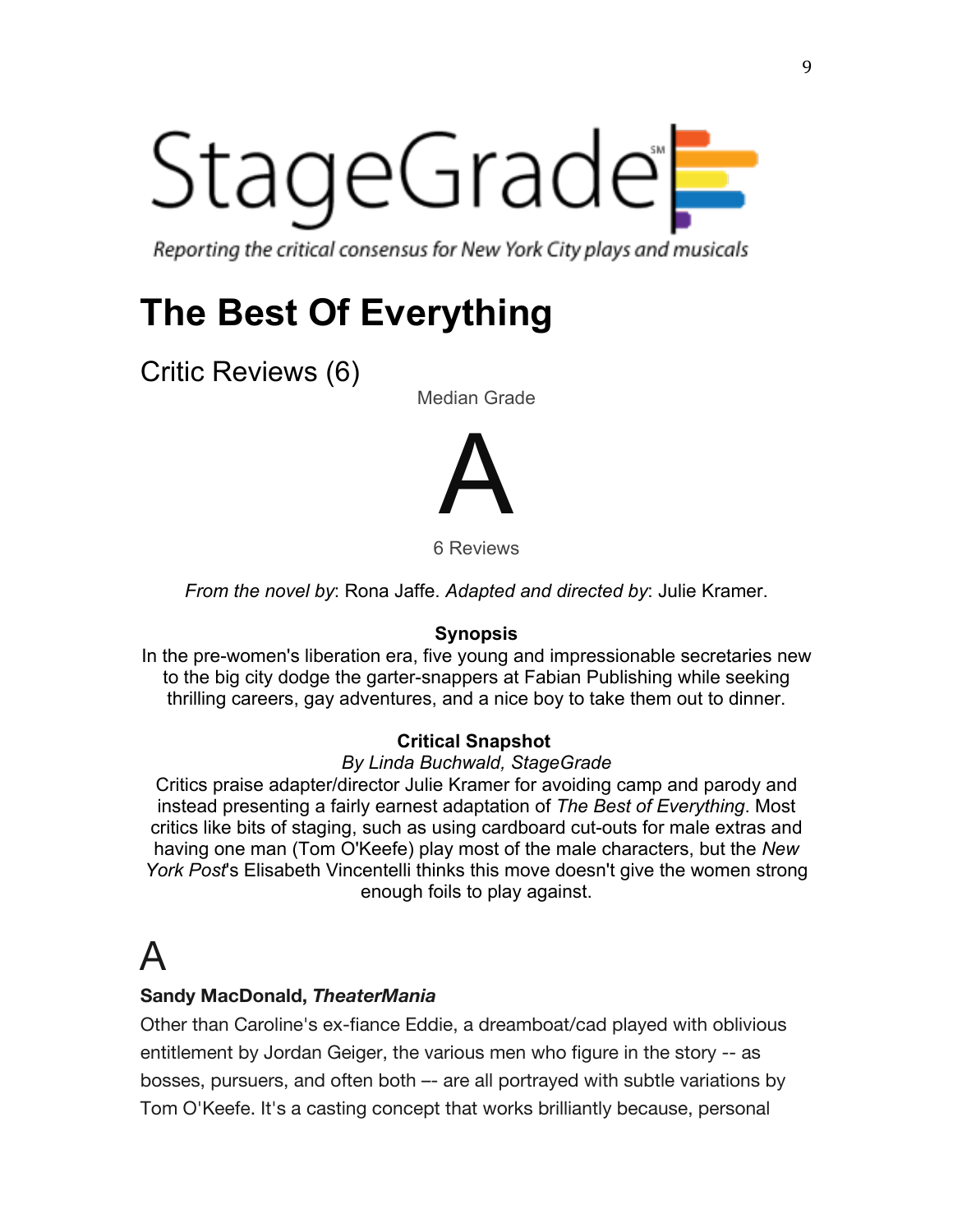StageGrade

*Reporting the critical consensus for New York City plays and musicals*

# The Best Of Everything

## Critic Reviews (6)

Median Grade

A

6 Reviews

*From the novel by*: Rona Jaffe. *Adapted and directed by*: Julie Kramer.

**Synopsis**

In the pre-women's liberation era, five young and impressionable secretaries new to the big city dodge the garter-snappers at Fabian Publishing while seeking thrilling careers, gay adventures, and a nice boy to take them out to dinner.

**Critical Snapshot**

*By Linda Buchwald, StageGrade*

Critics praise adapter/director Julie Kramer for avoiding camp and parody and instead presenting a fairly earnest adaptation of *The Best of Everything*. Most critics like bits of staging, such as using cardboard cut-outs for male extras and having one man (Tom O'Keefe) play most of the male characters, but the *New York Post*'s Elisabeth Vincentelli thinks this move doesn't give the women strong enough foils to play against.

# A

**Sandy MacDonald, *TheaterMania***

Other than Caroline's ex-fiance Eddie, a dreamboat/cad played with oblivious entitlement by Jordan Geiger, the various men who figure in the story -- as bosses, pursuers, and often both –- are all portrayed with subtle variations by Tom O'Keefe. It's a casting concept that works brilliantly because, personal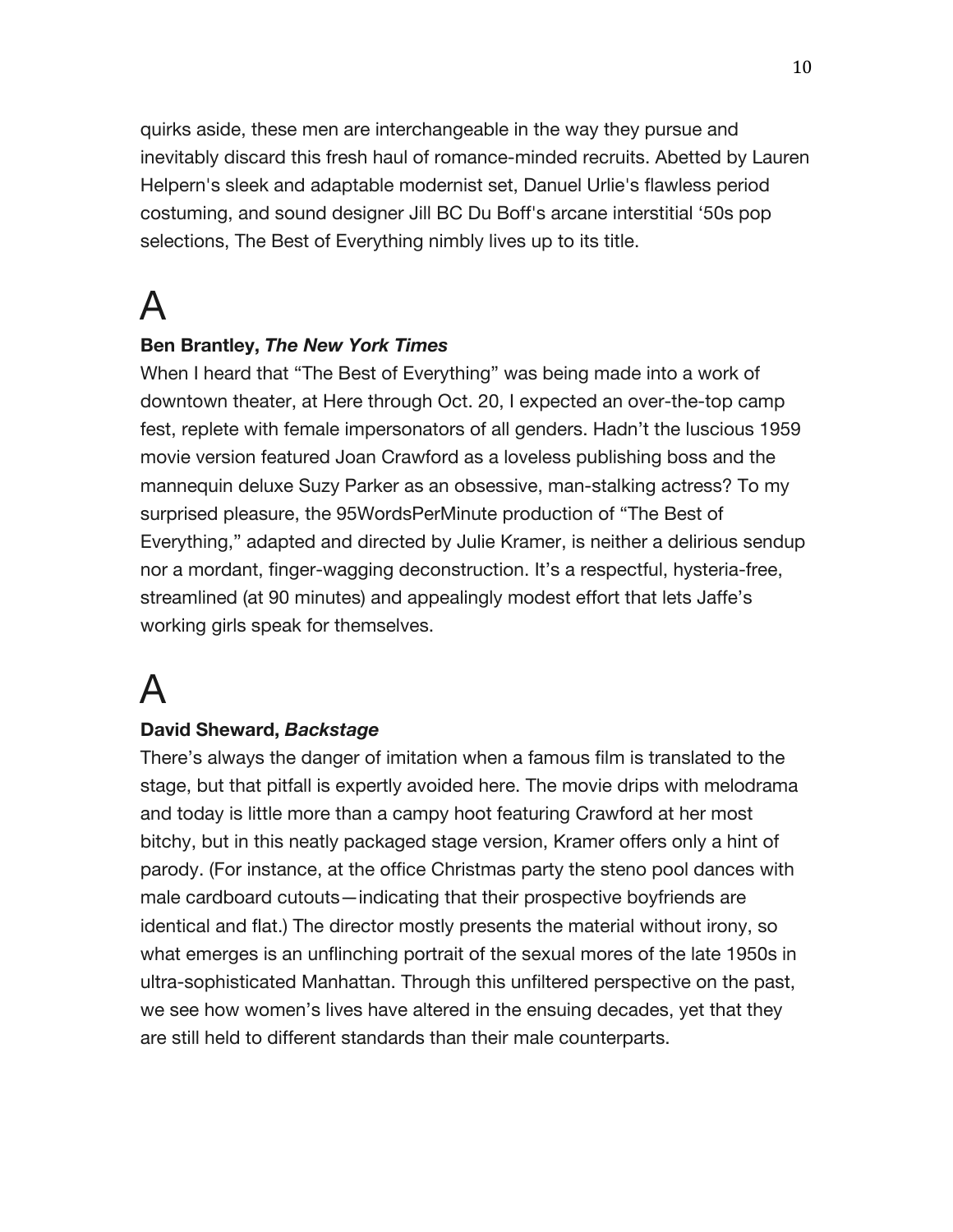quirks aside, these men are interchangeable in the way they pursue and inevitably discard this fresh haul of romance-minded recruits. Abetted by Lauren Helpern's sleek and adaptable modernist set, Danuel Urlie's flawless period costuming, and sound designer Jill BC Du Boff's arcane interstitial '50s pop selections, The Best of Everything nimbly lives up to its title.

# A

**Ben Brantley, *The New York Times***

When I heard that "The Best of Everything" was being made into a work of downtown theater, at Here through Oct. 20, I expected an over-the-top camp fest, replete with female impersonators of all genders. Hadn't the luscious 1959 movie version featured Joan Crawford as a loveless publishing boss and the mannequin deluxe Suzy Parker as an obsessive, man-stalking actress? To my surprised pleasure, the 95WordsPerMinute production of "The Best of Everything," adapted and directed by Julie Kramer, is neither a delirious sendup nor a mordant, finger-wagging deconstruction. It's a respectful, hysteria-free, streamlined (at 90 minutes) and appealingly modest effort that lets Jaffe's working girls speak for themselves.

# A

**David Sheward, *Backstage***

There's always the danger of imitation when a famous film is translated to the stage, but that pitfall is expertly avoided here. The movie drips with melodrama and today is little more than a campy hoot featuring Crawford at her most bitchy, but in this neatly packaged stage version, Kramer offers only a hint of parody. (For instance, at the office Christmas party the steno pool dances with male cardboard cutouts—indicating that their prospective boyfriends are identical and flat.) The director mostly presents the material without irony, so what emerges is an unflinching portrait of the sexual mores of the late 1950s in ultra-sophisticated Manhattan. Through this unfiltered perspective on the past, we see how women's lives have altered in the ensuing decades, yet that they are still held to different standards than their male counterparts.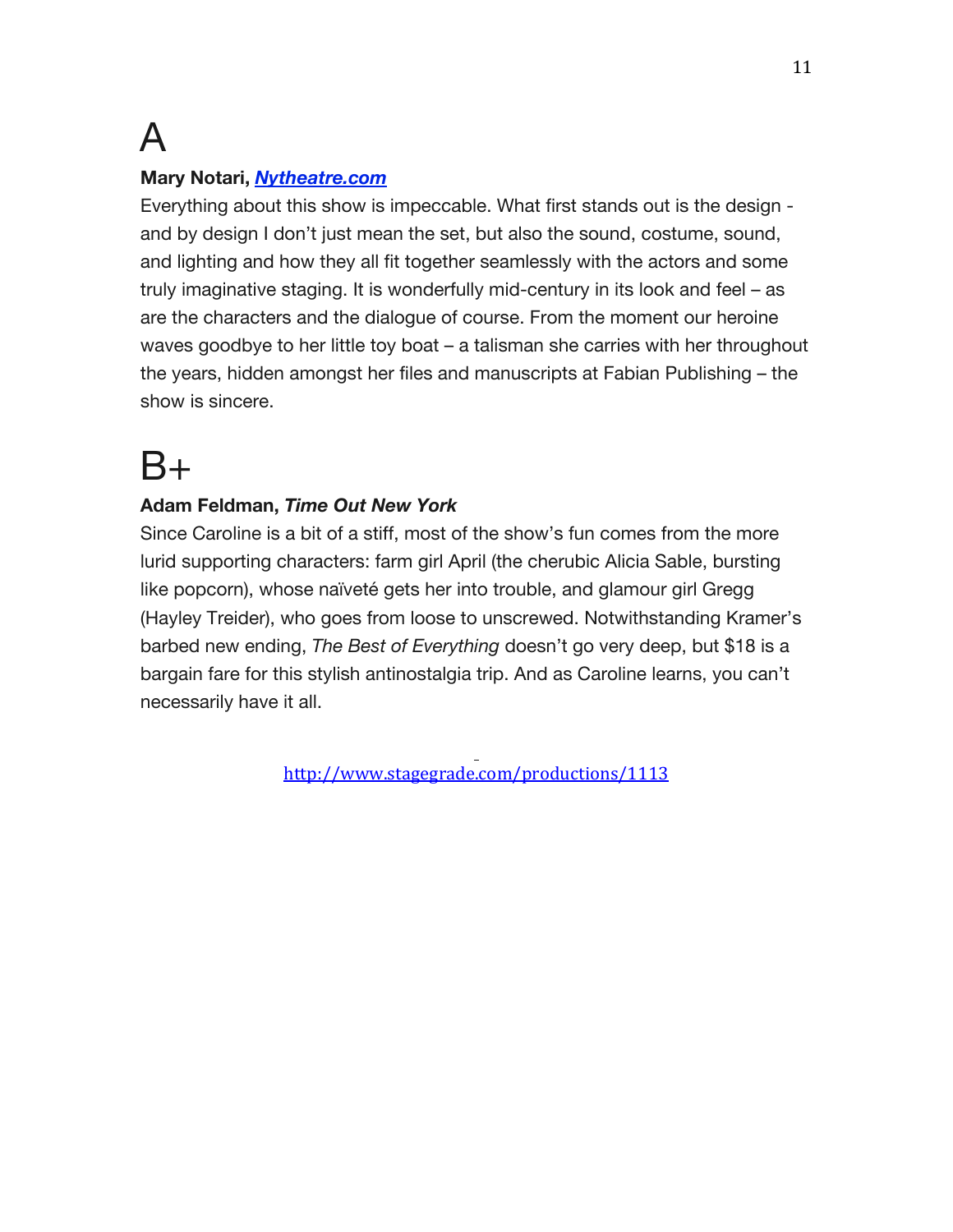# A

**Mary Notari, *[Nytheatre.com](http://Nytheatre.com)***

Everything about this show is impeccable. What first stands out is the design - and by design I don't just mean the set, but also the sound, costume, sound, and lighting and how they all fit together seamlessly with the actors and some truly imaginative staging. It is wonderfully mid-century in its look and feel – as are the characters and the dialogue of course. From the moment our heroine waves goodbye to her little toy boat – a talisman she carries with her throughout the years, hidden amongst her files and manuscripts at Fabian Publishing – the show is sincere.

# B+

**Adam Feldman, *Time Out New York***

Since Caroline is a bit of a stiff, most of the show's fun comes from the more lurid supporting characters: farm girl April (the cherubic Alicia Sable, bursting like popcorn), whose naïveté gets her into trouble, and glamour girl Gregg (Hayley Treider), who goes from loose to unscrewed. Notwithstanding Kramer's barbed new ending, *The Best of Everything* doesn't go very deep, but $18 is a bargain fare for this stylish antinostalgia trip. And as Caroline learns, you can't necessarily have it all.

http://www.stagegrade.com/productions/1113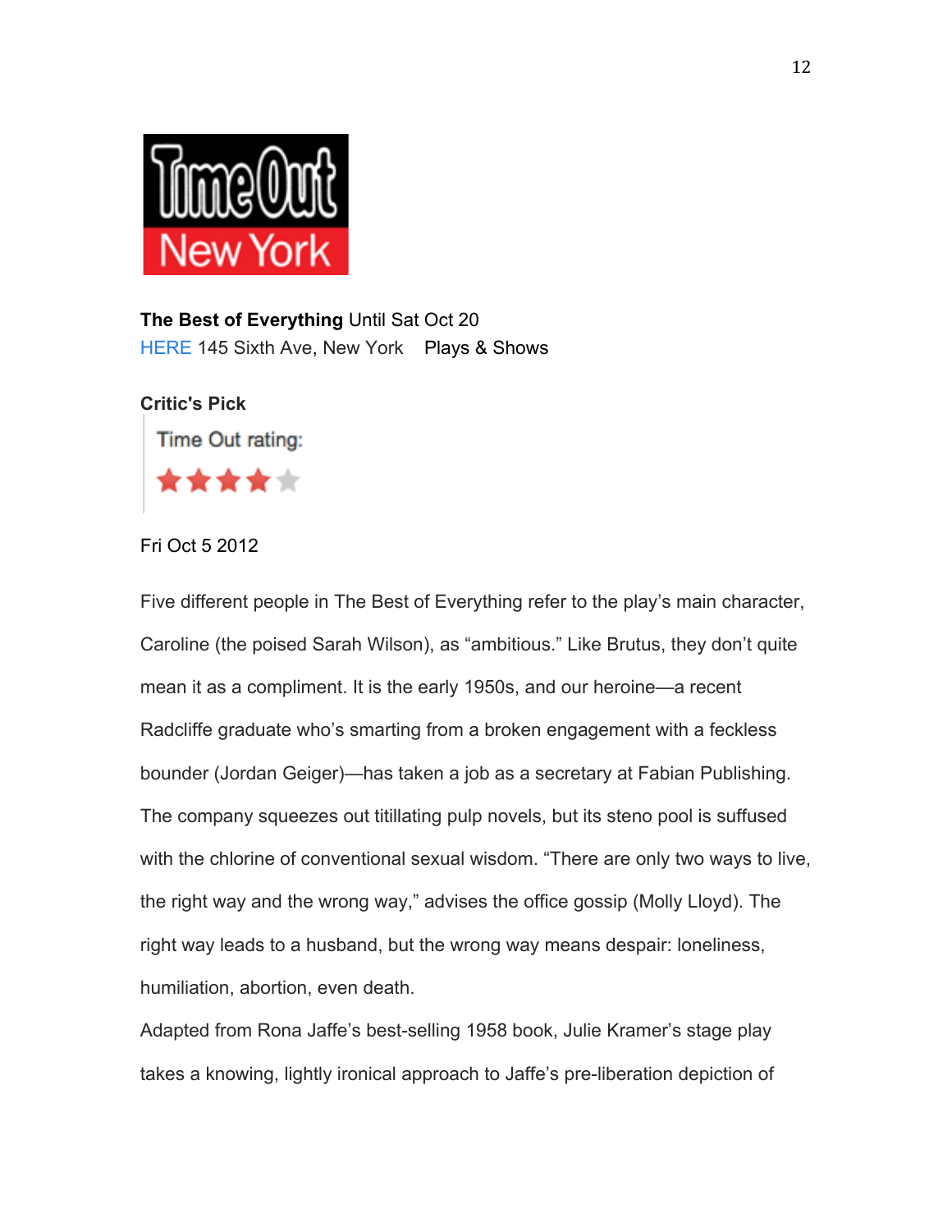Time Out New York

**The Best of Everything** Until Sat Oct 20
HERE 145 Sixth Ave, New York    Plays & Shows

**Critic's Pick**

Time Out rating:

★★★★☆

Fri Oct 5 2012

Five different people in The Best of Everything refer to the play's main character, Caroline (the poised Sarah Wilson), as "ambitious." Like Brutus, they don't quite mean it as a compliment. It is the early 1950s, and our heroine—a recent Radcliffe graduate who's smarting from a broken engagement with a feckless bounder (Jordan Geiger)—has taken a job as a secretary at Fabian Publishing. The company squeezes out titillating pulp novels, but its steno pool is suffused with the chlorine of conventional sexual wisdom. "There are only two ways to live, the right way and the wrong way," advises the office gossip (Molly Lloyd). The right way leads to a husband, but the wrong way means despair: loneliness, humiliation, abortion, even death.

Adapted from Rona Jaffe's best-selling 1958 book, Julie Kramer's stage play takes a knowing, lightly ironical approach to Jaffe's pre-liberation depiction of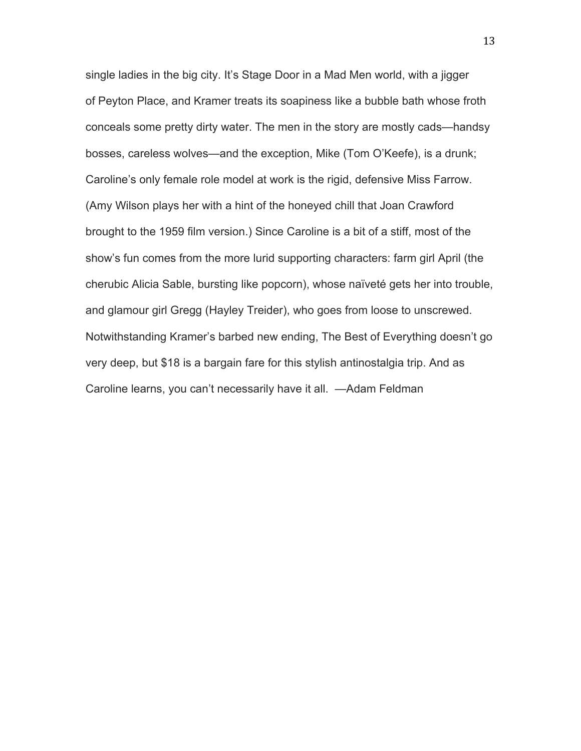single ladies in the big city. It's Stage Door in a Mad Men world, with a jigger of Peyton Place, and Kramer treats its soapiness like a bubble bath whose froth conceals some pretty dirty water. The men in the story are mostly cads—handsy bosses, careless wolves—and the exception, Mike (Tom O'Keefe), is a drunk; Caroline's only female role model at work is the rigid, defensive Miss Farrow. (Amy Wilson plays her with a hint of the honeyed chill that Joan Crawford brought to the 1959 film version.) Since Caroline is a bit of a stiff, most of the show's fun comes from the more lurid supporting characters: farm girl April (the cherubic Alicia Sable, bursting like popcorn), whose naïveté gets her into trouble, and glamour girl Gregg (Hayley Treider), who goes from loose to unscrewed. Notwithstanding Kramer's barbed new ending, The Best of Everything doesn't go very deep, but $18 is a bargain fare for this stylish antinostalgia trip. And as Caroline learns, you can't necessarily have it all. —Adam Feldman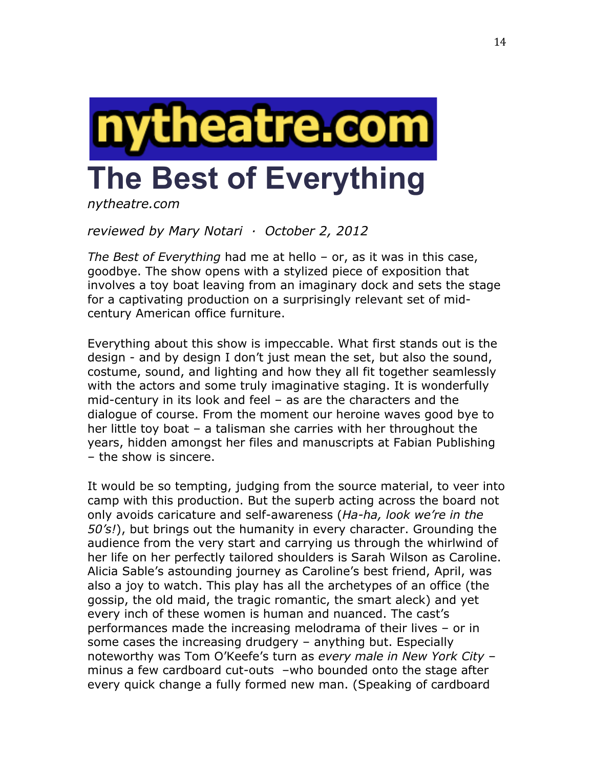# nytheatre.com

# The Best of Everything

*nytheatre.com*

*reviewed by Mary Notari · October 2, 2012*

*The Best of Everything* had me at hello – or, as it was in this case, goodbye. The show opens with a stylized piece of exposition that involves a toy boat leaving from an imaginary dock and sets the stage for a captivating production on a surprisingly relevant set of mid-century American office furniture.

Everything about this show is impeccable. What first stands out is the design - and by design I don't just mean the set, but also the sound, costume, sound, and lighting and how they all fit together seamlessly with the actors and some truly imaginative staging. It is wonderfully mid-century in its look and feel – as are the characters and the dialogue of course. From the moment our heroine waves good bye to her little toy boat – a talisman she carries with her throughout the years, hidden amongst her files and manuscripts at Fabian Publishing – the show is sincere.

It would be so tempting, judging from the source material, to veer into camp with this production. But the superb acting across the board not only avoids caricature and self-awareness (*Ha-ha, look we're in the 50's!*), but brings out the humanity in every character. Grounding the audience from the very start and carrying us through the whirlwind of her life on her perfectly tailored shoulders is Sarah Wilson as Caroline. Alicia Sable's astounding journey as Caroline's best friend, April, was also a joy to watch. This play has all the archetypes of an office (the gossip, the old maid, the tragic romantic, the smart aleck) and yet every inch of these women is human and nuanced. The cast's performances made the increasing melodrama of their lives – or in some cases the increasing drudgery – anything but. Especially noteworthy was Tom O'Keefe's turn as *every male in New York City* – minus a few cardboard cut-outs –who bounded onto the stage after every quick change a fully formed new man. (Speaking of cardboard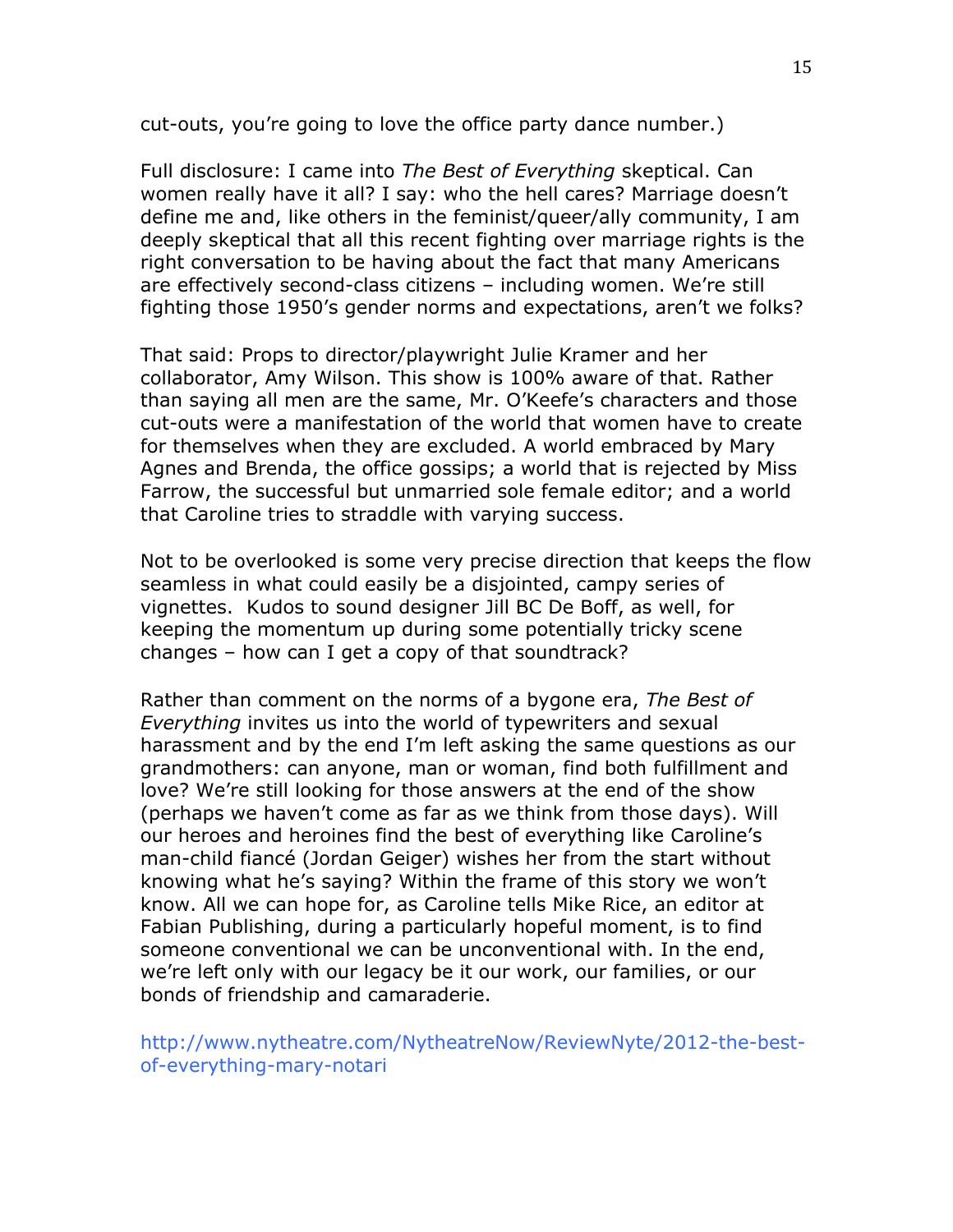cut-outs, you're going to love the office party dance number.)

Full disclosure: I came into *The Best of Everything* skeptical. Can women really have it all? I say: who the hell cares? Marriage doesn't define me and, like others in the feminist/queer/ally community, I am deeply skeptical that all this recent fighting over marriage rights is the right conversation to be having about the fact that many Americans are effectively second-class citizens – including women. We're still fighting those 1950's gender norms and expectations, aren't we folks?

That said: Props to director/playwright Julie Kramer and her collaborator, Amy Wilson. This show is 100% aware of that. Rather than saying all men are the same, Mr. O'Keefe's characters and those cut-outs were a manifestation of the world that women have to create for themselves when they are excluded. A world embraced by Mary Agnes and Brenda, the office gossips; a world that is rejected by Miss Farrow, the successful but unmarried sole female editor; and a world that Caroline tries to straddle with varying success.

Not to be overlooked is some very precise direction that keeps the flow seamless in what could easily be a disjointed, campy series of vignettes. Kudos to sound designer Jill BC De Boff, as well, for keeping the momentum up during some potentially tricky scene changes – how can I get a copy of that soundtrack?

Rather than comment on the norms of a bygone era, *The Best of Everything* invites us into the world of typewriters and sexual harassment and by the end I'm left asking the same questions as our grandmothers: can anyone, man or woman, find both fulfillment and love? We're still looking for those answers at the end of the show (perhaps we haven't come as far as we think from those days). Will our heroes and heroines find the best of everything like Caroline's man-child fiancé (Jordan Geiger) wishes her from the start without knowing what he's saying? Within the frame of this story we won't know. All we can hope for, as Caroline tells Mike Rice, an editor at Fabian Publishing, during a particularly hopeful moment, is to find someone conventional we can be unconventional with. In the end, we're left only with our legacy be it our work, our families, or our bonds of friendship and camaraderie.

http://www.nytheatre.com/NytheatreNow/ReviewNyte/2012-the-best-of-everything-mary-notari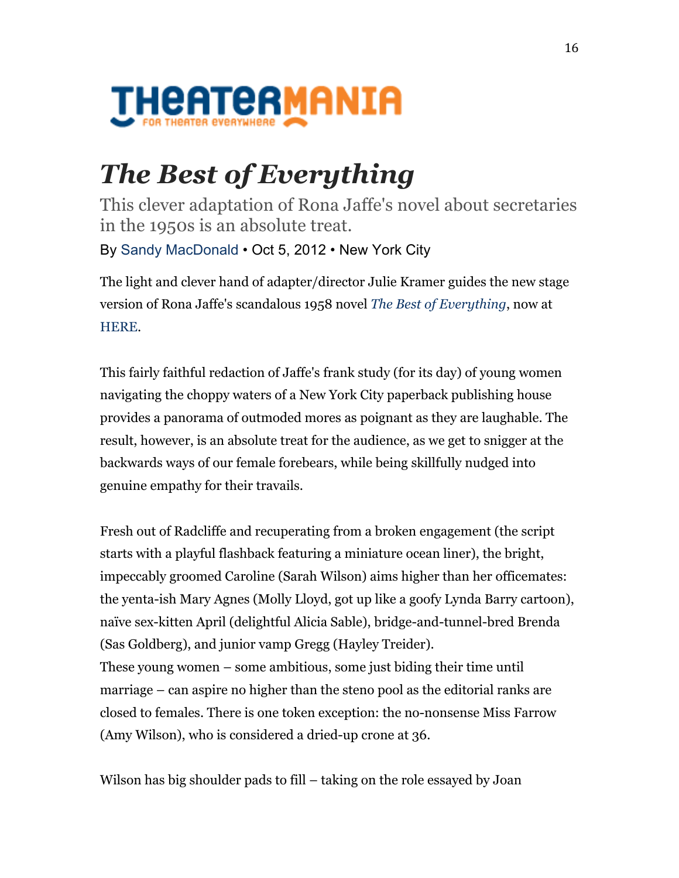THEATERMANIA

FOR THEATER EVERYWHERE

# *The Best of Everything*

This clever adaptation of Rona Jaffe's novel about secretaries in the 1950s is an absolute treat.

By Sandy MacDonald • Oct 5, 2012 • New York City

The light and clever hand of adapter/director Julie Kramer guides the new stage version of Rona Jaffe's scandalous 1958 novel *The Best of Everything*, now at HERE.

This fairly faithful redaction of Jaffe's frank study (for its day) of young women navigating the choppy waters of a New York City paperback publishing house provides a panorama of outmoded mores as poignant as they are laughable. The result, however, is an absolute treat for the audience, as we get to snigger at the backwards ways of our female forebears, while being skillfully nudged into genuine empathy for their travails.

Fresh out of Radcliffe and recuperating from a broken engagement (the script starts with a playful flashback featuring a miniature ocean liner), the bright, impeccably groomed Caroline (Sarah Wilson) aims higher than her officemates: the yenta-ish Mary Agnes (Molly Lloyd, got up like a goofy Lynda Barry cartoon), naïve sex-kitten April (delightful Alicia Sable), bridge-and-tunnel-bred Brenda (Sas Goldberg), and junior vamp Gregg (Hayley Treider).
These young women – some ambitious, some just biding their time until marriage – can aspire no higher than the steno pool as the editorial ranks are closed to females. There is one token exception: the no-nonsense Miss Farrow (Amy Wilson), who is considered a dried-up crone at 36.

Wilson has big shoulder pads to fill – taking on the role essayed by Joan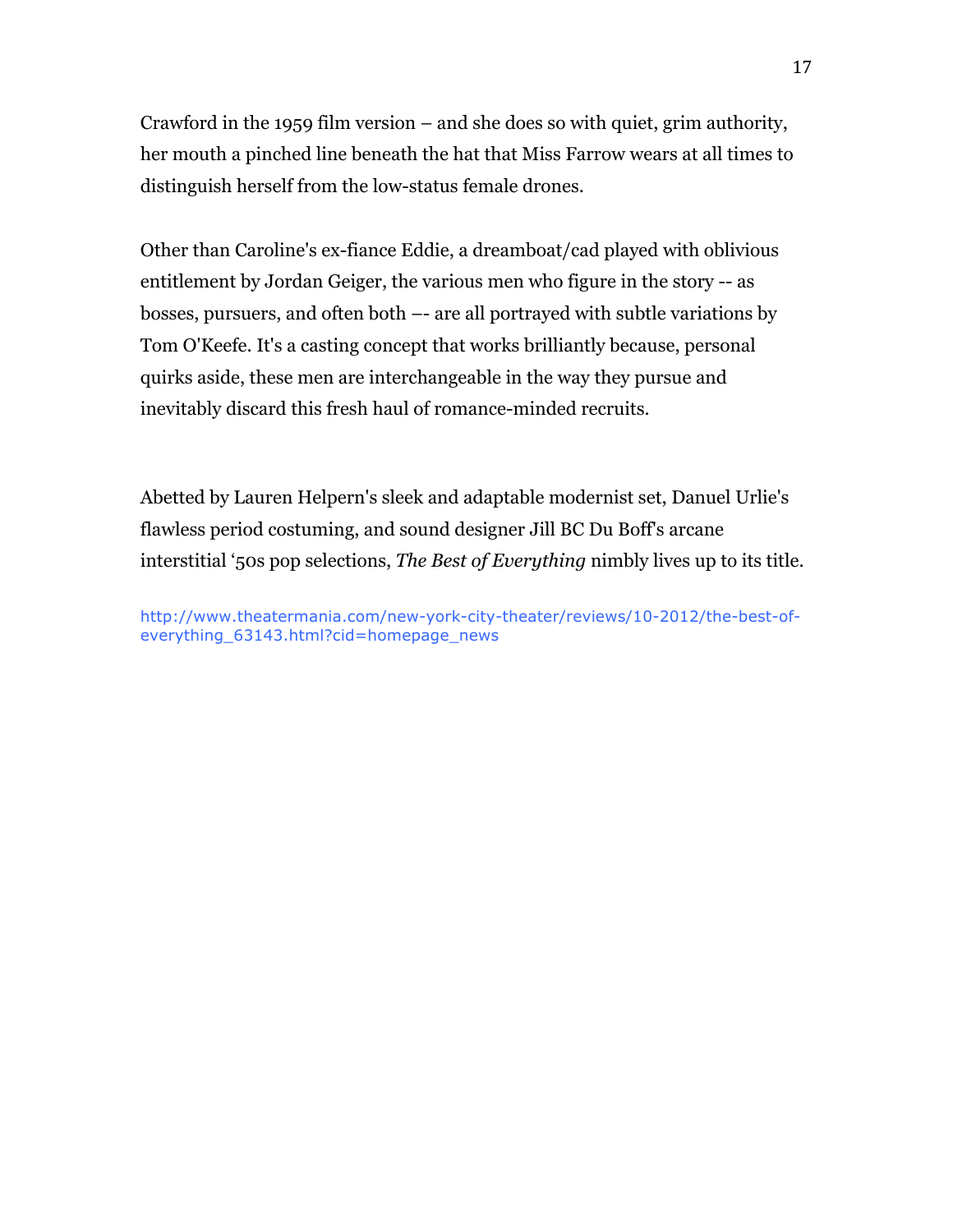Crawford in the 1959 film version – and she does so with quiet, grim authority, her mouth a pinched line beneath the hat that Miss Farrow wears at all times to distinguish herself from the low-status female drones.

Other than Caroline's ex-fiance Eddie, a dreamboat/cad played with oblivious entitlement by Jordan Geiger, the various men who figure in the story -- as bosses, pursuers, and often both –- are all portrayed with subtle variations by Tom O'Keefe. It's a casting concept that works brilliantly because, personal quirks aside, these men are interchangeable in the way they pursue and inevitably discard this fresh haul of romance-minded recruits.

Abetted by Lauren Helpern's sleek and adaptable modernist set, Danuel Urlie's flawless period costuming, and sound designer Jill BC Du Boff's arcane interstitial '50s pop selections, *The Best of Everything* nimbly lives up to its title.

http://www.theatermania.com/new-york-city-theater/reviews/10-2012/the-best-of-everything_63143.html?cid=homepage_news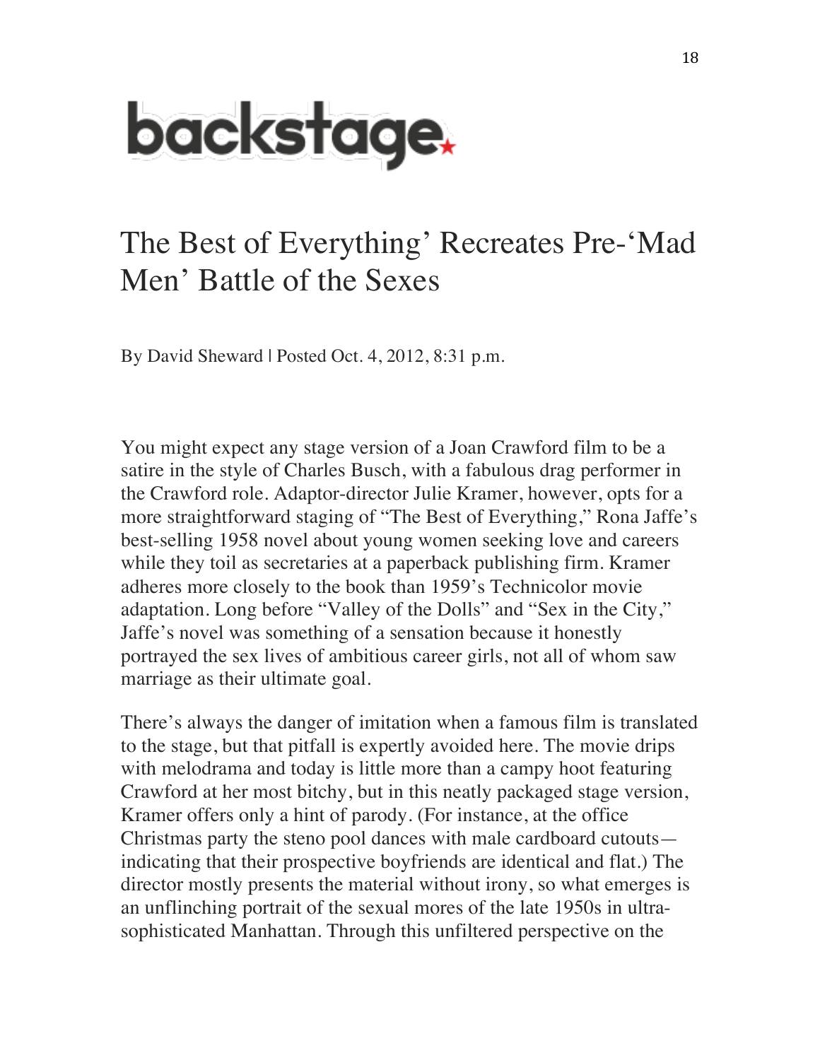backstage

# The Best of Everything' Recreates Pre-'Mad Men' Battle of the Sexes

By David Sheward | Posted Oct. 4, 2012, 8:31 p.m.

You might expect any stage version of a Joan Crawford film to be a satire in the style of Charles Busch, with a fabulous drag performer in the Crawford role. Adaptor-director Julie Kramer, however, opts for a more straightforward staging of "The Best of Everything," Rona Jaffe's best-selling 1958 novel about young women seeking love and careers while they toil as secretaries at a paperback publishing firm. Kramer adheres more closely to the book than 1959's Technicolor movie adaptation. Long before "Valley of the Dolls" and "Sex in the City," Jaffe's novel was something of a sensation because it honestly portrayed the sex lives of ambitious career girls, not all of whom saw marriage as their ultimate goal.

There's always the danger of imitation when a famous film is translated to the stage, but that pitfall is expertly avoided here. The movie drips with melodrama and today is little more than a campy hoot featuring Crawford at her most bitchy, but in this neatly packaged stage version, Kramer offers only a hint of parody. (For instance, at the office Christmas party the steno pool dances with male cardboard cutouts—indicating that their prospective boyfriends are identical and flat.) The director mostly presents the material without irony, so what emerges is an unflinching portrait of the sexual mores of the late 1950s in ultra-sophisticated Manhattan. Through this unfiltered perspective on the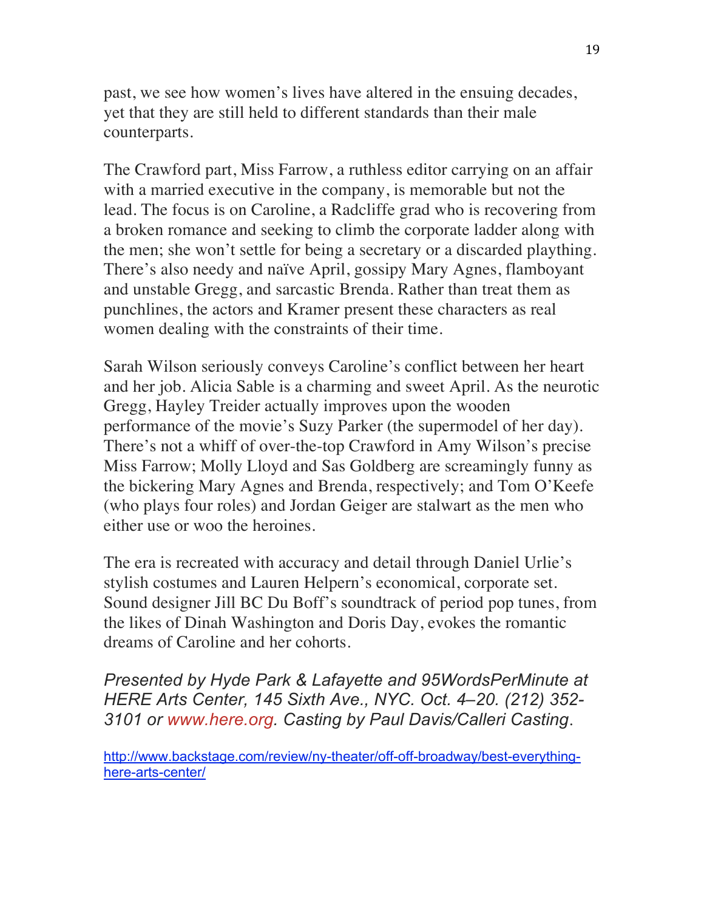past, we see how women's lives have altered in the ensuing decades, yet that they are still held to different standards than their male counterparts.

The Crawford part, Miss Farrow, a ruthless editor carrying on an affair with a married executive in the company, is memorable but not the lead. The focus is on Caroline, a Radcliffe grad who is recovering from a broken romance and seeking to climb the corporate ladder along with the men; she won't settle for being a secretary or a discarded plaything. There's also needy and naïve April, gossipy Mary Agnes, flamboyant and unstable Gregg, and sarcastic Brenda. Rather than treat them as punchlines, the actors and Kramer present these characters as real women dealing with the constraints of their time.

Sarah Wilson seriously conveys Caroline's conflict between her heart and her job. Alicia Sable is a charming and sweet April. As the neurotic Gregg, Hayley Treider actually improves upon the wooden performance of the movie's Suzy Parker (the supermodel of her day). There's not a whiff of over-the-top Crawford in Amy Wilson's precise Miss Farrow; Molly Lloyd and Sas Goldberg are screamingly funny as the bickering Mary Agnes and Brenda, respectively; and Tom O'Keefe (who plays four roles) and Jordan Geiger are stalwart as the men who either use or woo the heroines.

The era is recreated with accuracy and detail through Daniel Urlie's stylish costumes and Lauren Helpern's economical, corporate set. Sound designer Jill BC Du Boff's soundtrack of period pop tunes, from the likes of Dinah Washington and Doris Day, evokes the romantic dreams of Caroline and her cohorts.

*Presented by Hyde Park & Lafayette and 95WordsPerMinute at HERE Arts Center, 145 Sixth Ave., NYC. Oct. 4–20. (212) 352-3101 or www.here.org. Casting by Paul Davis/Calleri Casting.*

http://www.backstage.com/review/ny-theater/off-off-broadway/best-everything-here-arts-center/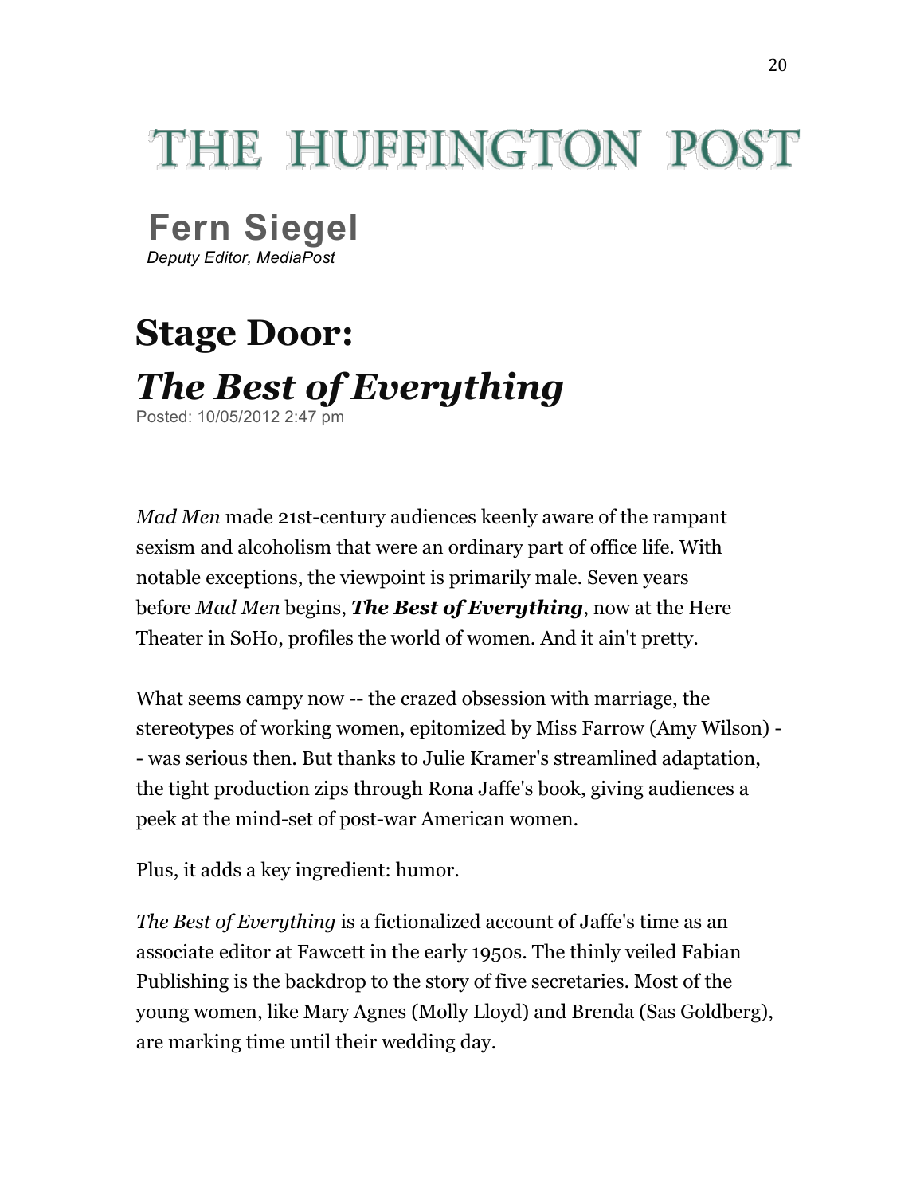# THE HUFFINGTON POST

**Fern Siegel**
*Deputy Editor, MediaPost*

## Stage Door:
## *The Best of Everything*

Posted: 10/05/2012 2:47 pm

*Mad Men* made 21st-century audiences keenly aware of the rampant sexism and alcoholism that were an ordinary part of office life. With notable exceptions, the viewpoint is primarily male. Seven years before *Mad Men* begins, ***The Best of Everything***, now at the Here Theater in SoHo, profiles the world of women. And it ain't pretty.

What seems campy now -- the crazed obsession with marriage, the stereotypes of working women, epitomized by Miss Farrow (Amy Wilson) -- was serious then. But thanks to Julie Kramer's streamlined adaptation, the tight production zips through Rona Jaffe's book, giving audiences a peek at the mind-set of post-war American women.

Plus, it adds a key ingredient: humor.

*The Best of Everything* is a fictionalized account of Jaffe's time as an associate editor at Fawcett in the early 1950s. The thinly veiled Fabian Publishing is the backdrop to the story of five secretaries. Most of the young women, like Mary Agnes (Molly Lloyd) and Brenda (Sas Goldberg), are marking time until their wedding day.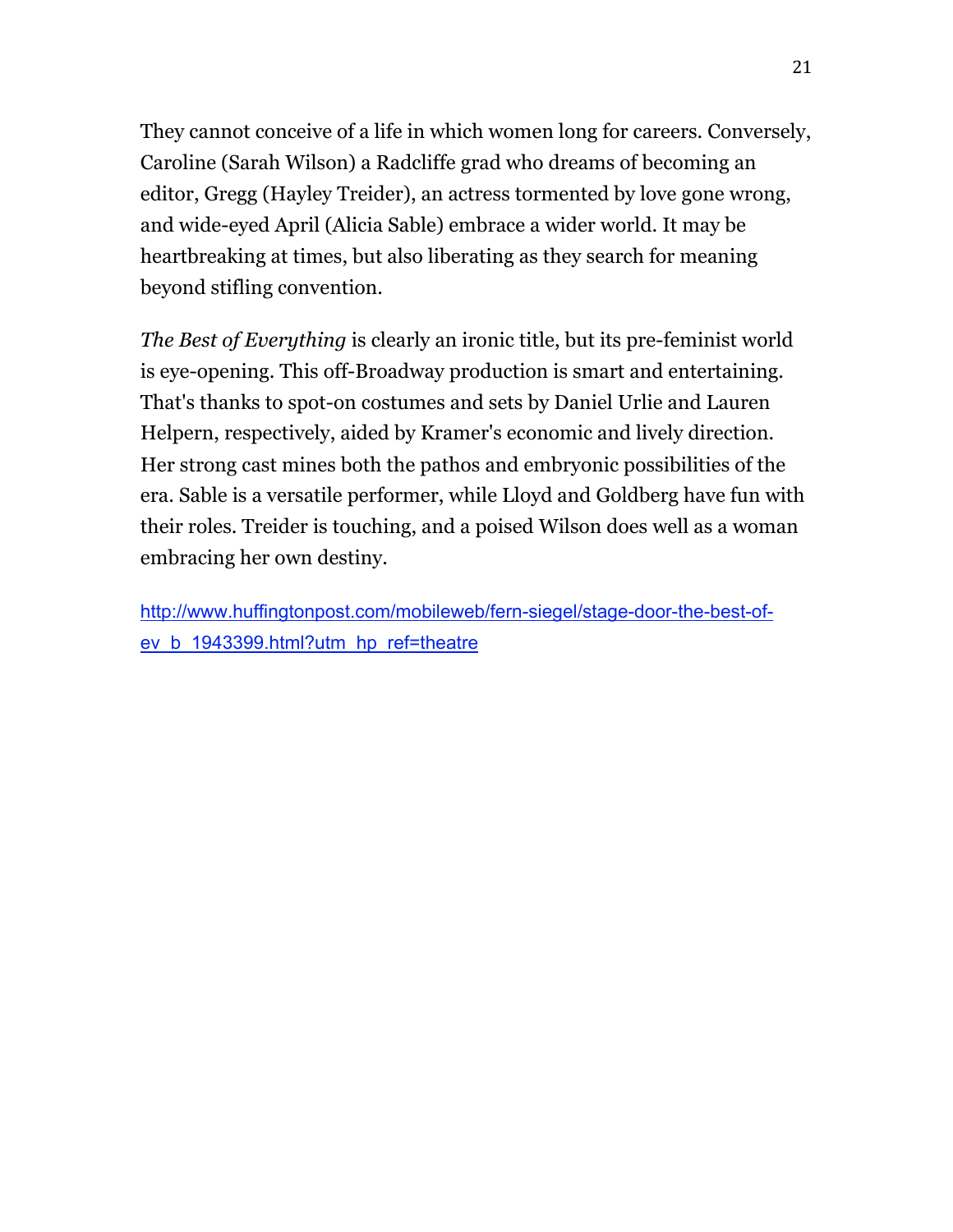They cannot conceive of a life in which women long for careers. Conversely, Caroline (Sarah Wilson) a Radcliffe grad who dreams of becoming an editor, Gregg (Hayley Treider), an actress tormented by love gone wrong, and wide-eyed April (Alicia Sable) embrace a wider world. It may be heartbreaking at times, but also liberating as they search for meaning beyond stifling convention.

*The Best of Everything* is clearly an ironic title, but its pre-feminist world is eye-opening. This off-Broadway production is smart and entertaining. That's thanks to spot-on costumes and sets by Daniel Urlie and Lauren Helpern, respectively, aided by Kramer's economic and lively direction. Her strong cast mines both the pathos and embryonic possibilities of the era. Sable is a versatile performer, while Lloyd and Goldberg have fun with their roles. Treider is touching, and a poised Wilson does well as a woman embracing her own destiny.

http://www.huffingtonpost.com/mobileweb/fern-siegel/stage-door-the-best-of-ev_b_1943399.html?utm_hp_ref=theatre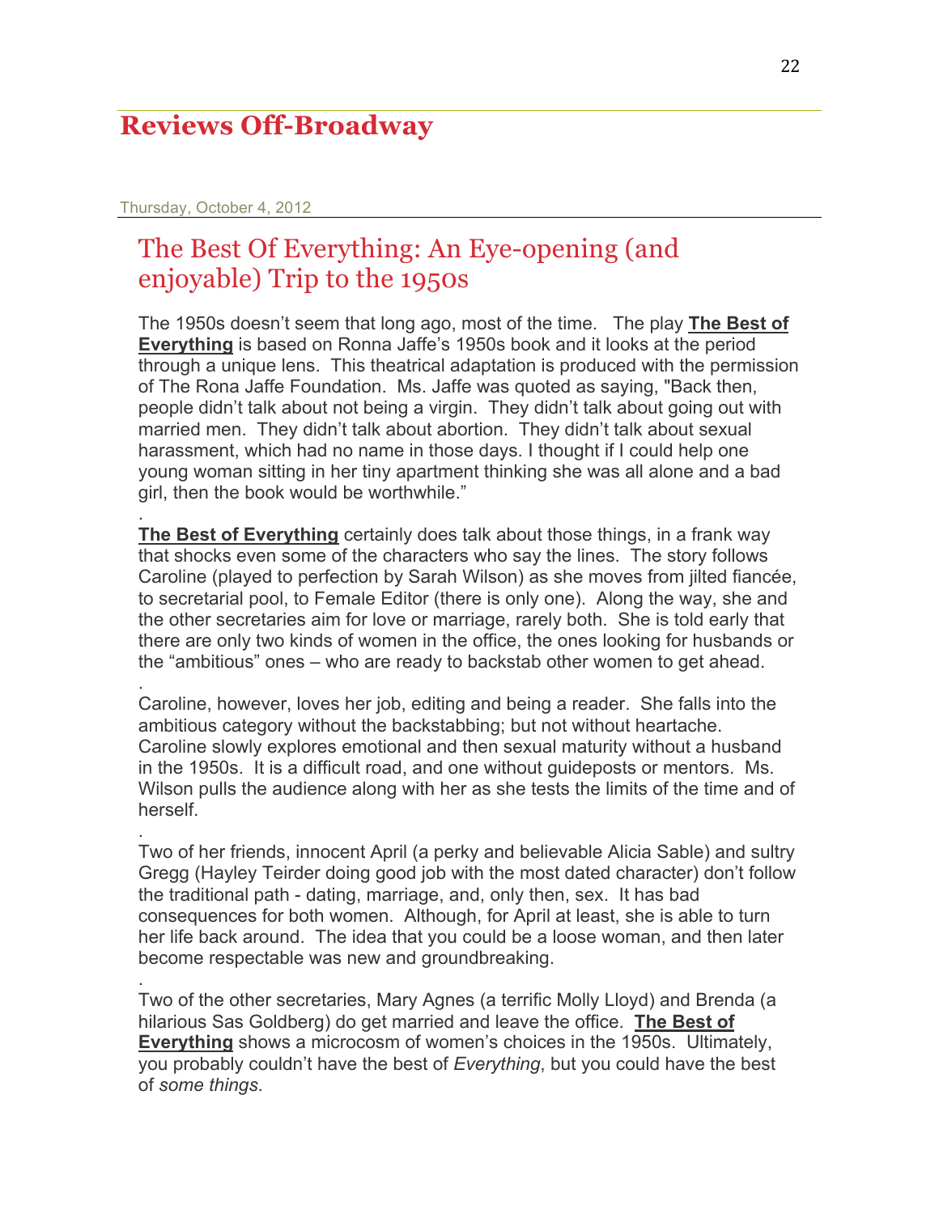# Reviews Off-Broadway

Thursday, October 4, 2012

## The Best Of Everything: An Eye-opening (and enjoyable) Trip to the 1950s

The 1950s doesn't seem that long ago, most of the time. The play **The Best of Everything** is based on Ronna Jaffe's 1950s book and it looks at the period through a unique lens. This theatrical adaptation is produced with the permission of The Rona Jaffe Foundation. Ms. Jaffe was quoted as saying, "Back then, people didn't talk about not being a virgin. They didn't talk about going out with married men. They didn't talk about abortion. They didn't talk about sexual harassment, which had no name in those days. I thought if I could help one young woman sitting in her tiny apartment thinking she was all alone and a bad girl, then the book would be worthwhile."

.

**The Best of Everything** certainly does talk about those things, in a frank way that shocks even some of the characters who say the lines. The story follows Caroline (played to perfection by Sarah Wilson) as she moves from jilted fiancée, to secretarial pool, to Female Editor (there is only one). Along the way, she and the other secretaries aim for love or marriage, rarely both. She is told early that there are only two kinds of women in the office, the ones looking for husbands or the "ambitious" ones – who are ready to backstab other women to get ahead.

.

Caroline, however, loves her job, editing and being a reader. She falls into the ambitious category without the backstabbing; but not without heartache. Caroline slowly explores emotional and then sexual maturity without a husband in the 1950s. It is a difficult road, and one without guideposts or mentors. Ms. Wilson pulls the audience along with her as she tests the limits of the time and of herself.

.

Two of her friends, innocent April (a perky and believable Alicia Sable) and sultry Gregg (Hayley Teirder doing good job with the most dated character) don't follow the traditional path - dating, marriage, and, only then, sex. It has bad consequences for both women. Although, for April at least, she is able to turn her life back around. The idea that you could be a loose woman, and then later become respectable was new and groundbreaking.

.

Two of the other secretaries, Mary Agnes (a terrific Molly Lloyd) and Brenda (a hilarious Sas Goldberg) do get married and leave the office. **The Best of Everything** shows a microcosm of women's choices in the 1950s. Ultimately, you probably couldn't have the best of *Everything*, but you could have the best of *some things*.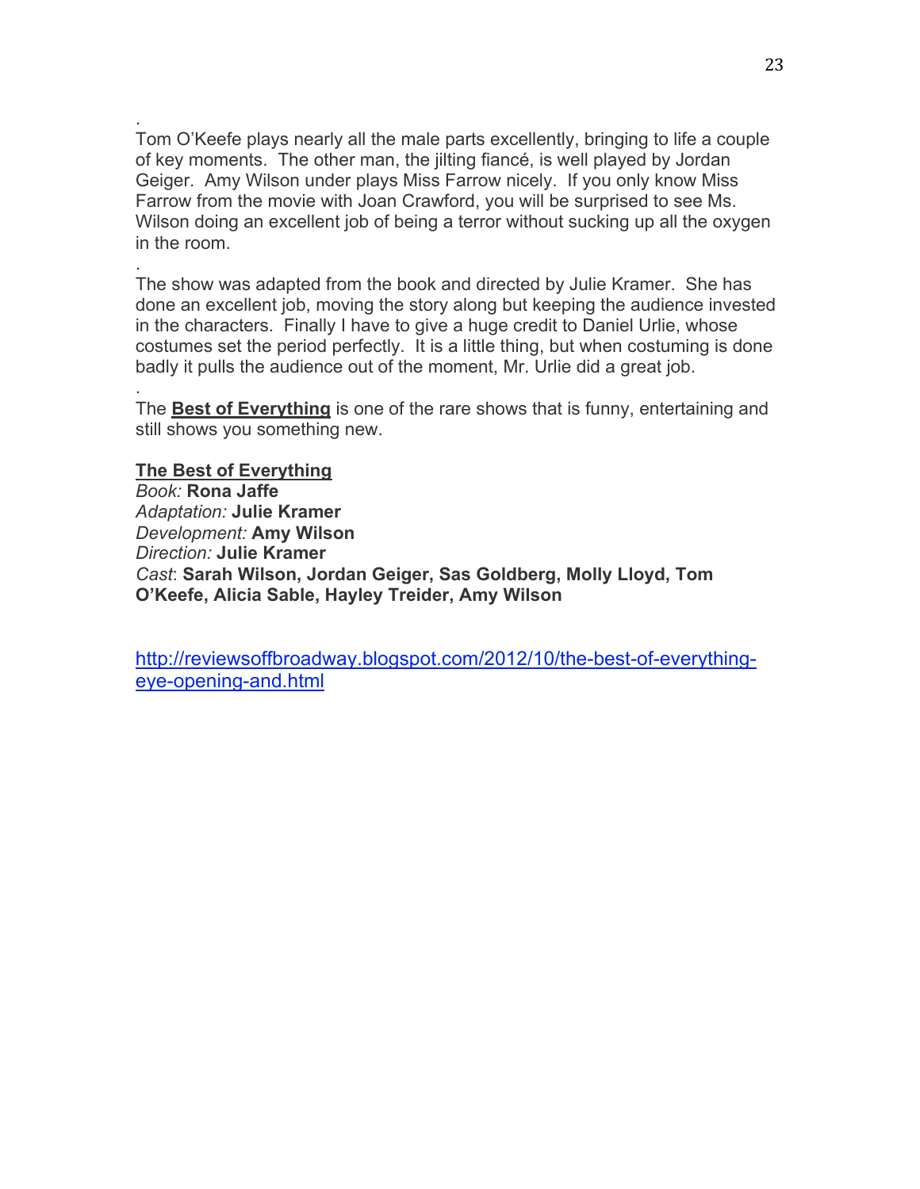.
Tom O'Keefe plays nearly all the male parts excellently, bringing to life a couple of key moments. The other man, the jilting fiancé, is well played by Jordan Geiger. Amy Wilson under plays Miss Farrow nicely. If you only know Miss Farrow from the movie with Joan Crawford, you will be surprised to see Ms. Wilson doing an excellent job of being a terror without sucking up all the oxygen in the room.

.
The show was adapted from the book and directed by Julie Kramer. She has done an excellent job, moving the story along but keeping the audience invested in the characters. Finally I have to give a huge credit to Daniel Urlie, whose costumes set the period perfectly. It is a little thing, but when costuming is done badly it pulls the audience out of the moment, Mr. Urlie did a great job.

.
The **Best of Everything** is one of the rare shows that is funny, entertaining and still shows you something new.

**The Best of Everything**
*Book:* **Rona Jaffe**
*Adaptation:* **Julie Kramer**
*Development:* **Amy Wilson**
*Direction:* **Julie Kramer**
*Cast*: **Sarah Wilson, Jordan Geiger, Sas Goldberg, Molly Lloyd, Tom O'Keefe, Alicia Sable, Hayley Treider, Amy Wilson**

http://reviewsoffbroadway.blogspot.com/2012/10/the-best-of-everything-eye-opening-and.html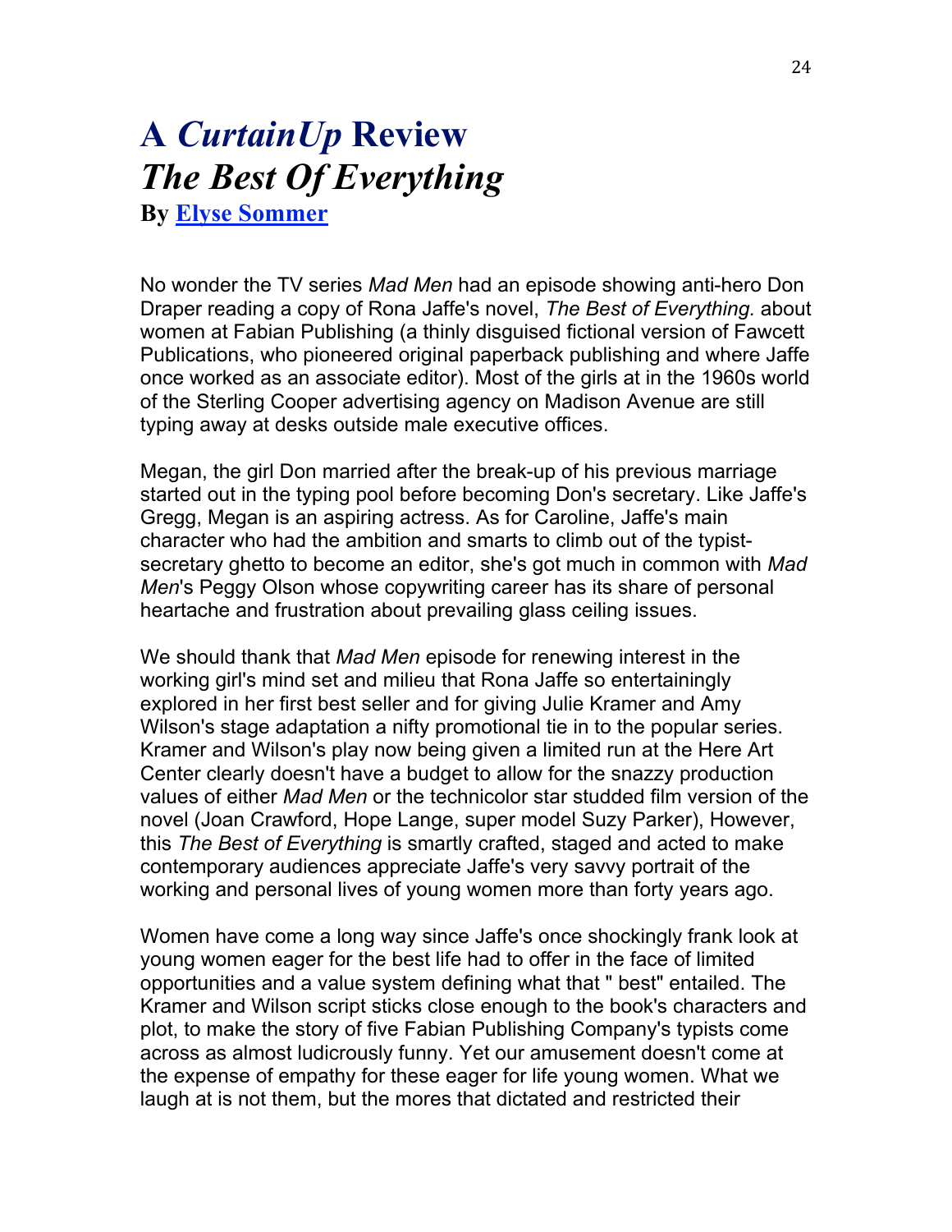# A *CurtainUp* Review
# *The Best Of Everything*
**By [Elyse Sommer]**

No wonder the TV series *Mad Men* had an episode showing anti-hero Don Draper reading a copy of Rona Jaffe's novel, *The Best of Everything.* about women at Fabian Publishing (a thinly disguised fictional version of Fawcett Publications, who pioneered original paperback publishing and where Jaffe once worked as an associate editor). Most of the girls at in the 1960s world of the Sterling Cooper advertising agency on Madison Avenue are still typing away at desks outside male executive offices.

Megan, the girl Don married after the break-up of his previous marriage started out in the typing pool before becoming Don's secretary. Like Jaffe's Gregg, Megan is an aspiring actress. As for Caroline, Jaffe's main character who had the ambition and smarts to climb out of the typist-secretary ghetto to become an editor, she's got much in common with *Mad Men*'s Peggy Olson whose copywriting career has its share of personal heartache and frustration about prevailing glass ceiling issues.

We should thank that *Mad Men* episode for renewing interest in the working girl's mind set and milieu that Rona Jaffe so entertainingly explored in her first best seller and for giving Julie Kramer and Amy Wilson's stage adaptation a nifty promotional tie in to the popular series. Kramer and Wilson's play now being given a limited run at the Here Art Center clearly doesn't have a budget to allow for the snazzy production values of either *Mad Men* or the technicolor star studded film version of the novel (Joan Crawford, Hope Lange, super model Suzy Parker), However, this *The Best of Everything* is smartly crafted, staged and acted to make contemporary audiences appreciate Jaffe's very savvy portrait of the working and personal lives of young women more than forty years ago.

Women have come a long way since Jaffe's once shockingly frank look at young women eager for the best life had to offer in the face of limited opportunities and a value system defining what that " best" entailed. The Kramer and Wilson script sticks close enough to the book's characters and plot, to make the story of five Fabian Publishing Company's typists come across as almost ludicrously funny. Yet our amusement doesn't come at the expense of empathy for these eager for life young women. What we laugh at is not them, but the mores that dictated and restricted their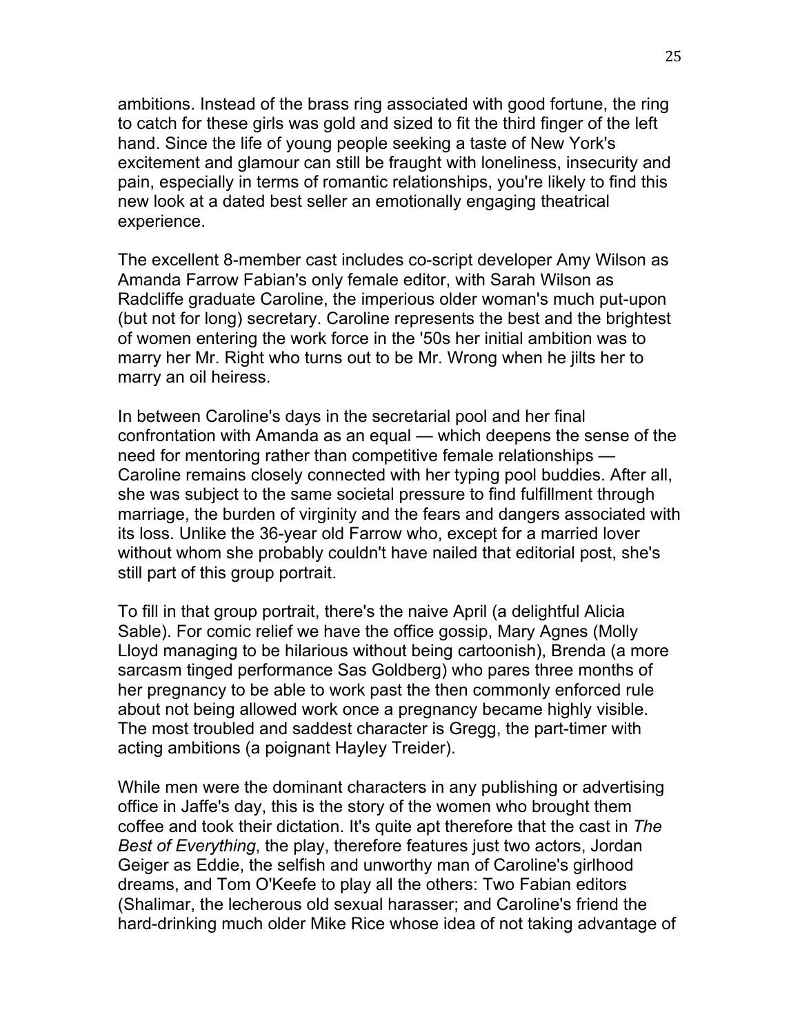ambitions. Instead of the brass ring associated with good fortune, the ring to catch for these girls was gold and sized to fit the third finger of the left hand. Since the life of young people seeking a taste of New York's excitement and glamour can still be fraught with loneliness, insecurity and pain, especially in terms of romantic relationships, you're likely to find this new look at a dated best seller an emotionally engaging theatrical experience.

The excellent 8-member cast includes co-script developer Amy Wilson as Amanda Farrow Fabian's only female editor, with Sarah Wilson as Radcliffe graduate Caroline, the imperious older woman's much put-upon (but not for long) secretary. Caroline represents the best and the brightest of women entering the work force in the '50s her initial ambition was to marry her Mr. Right who turns out to be Mr. Wrong when he jilts her to marry an oil heiress.

In between Caroline's days in the secretarial pool and her final confrontation with Amanda as an equal — which deepens the sense of the need for mentoring rather than competitive female relationships — Caroline remains closely connected with her typing pool buddies. After all, she was subject to the same societal pressure to find fulfillment through marriage, the burden of virginity and the fears and dangers associated with its loss. Unlike the 36-year old Farrow who, except for a married lover without whom she probably couldn't have nailed that editorial post, she's still part of this group portrait.

To fill in that group portrait, there's the naive April (a delightful Alicia Sable). For comic relief we have the office gossip, Mary Agnes (Molly Lloyd managing to be hilarious without being cartoonish), Brenda (a more sarcasm tinged performance Sas Goldberg) who pares three months of her pregnancy to be able to work past the then commonly enforced rule about not being allowed work once a pregnancy became highly visible. The most troubled and saddest character is Gregg, the part-timer with acting ambitions (a poignant Hayley Treider).

While men were the dominant characters in any publishing or advertising office in Jaffe's day, this is the story of the women who brought them coffee and took their dictation. It's quite apt therefore that the cast in *The Best of Everything*, the play, therefore features just two actors, Jordan Geiger as Eddie, the selfish and unworthy man of Caroline's girlhood dreams, and Tom O'Keefe to play all the others: Two Fabian editors (Shalimar, the lecherous old sexual harasser; and Caroline's friend the hard-drinking much older Mike Rice whose idea of not taking advantage of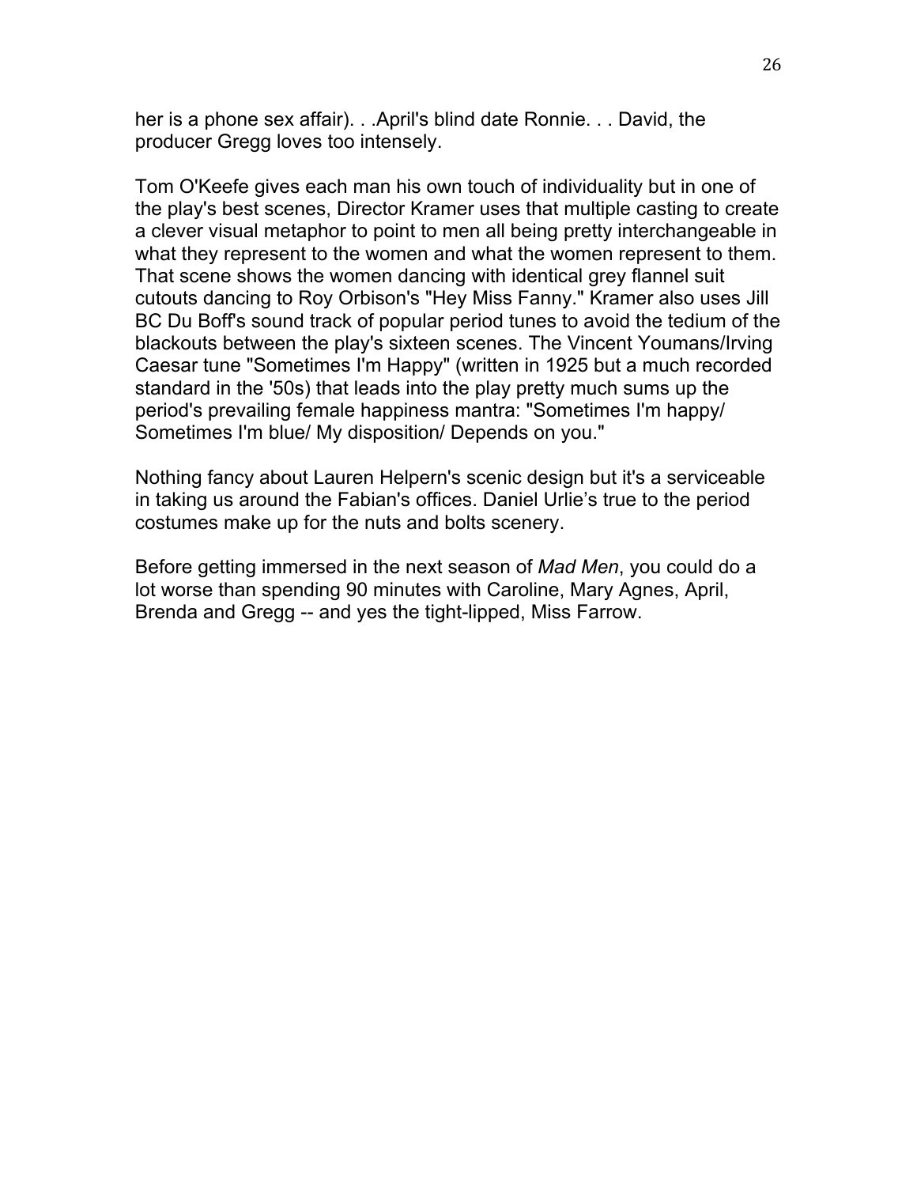her is a phone sex affair). . .April's blind date Ronnie. . . David, the producer Gregg loves too intensely.

Tom O'Keefe gives each man his own touch of individuality but in one of the play's best scenes, Director Kramer uses that multiple casting to create a clever visual metaphor to point to men all being pretty interchangeable in what they represent to the women and what the women represent to them. That scene shows the women dancing with identical grey flannel suit cutouts dancing to Roy Orbison's "Hey Miss Fanny." Kramer also uses Jill BC Du Boff's sound track of popular period tunes to avoid the tedium of the blackouts between the play's sixteen scenes. The Vincent Youmans/Irving Caesar tune "Sometimes I'm Happy" (written in 1925 but a much recorded standard in the '50s) that leads into the play pretty much sums up the period's prevailing female happiness mantra: "Sometimes I'm happy/ Sometimes I'm blue/ My disposition/ Depends on you."

Nothing fancy about Lauren Helpern's scenic design but it's a serviceable in taking us around the Fabian's offices. Daniel Urlie's true to the period costumes make up for the nuts and bolts scenery.

Before getting immersed in the next season of *Mad Men*, you could do a lot worse than spending 90 minutes with Caroline, Mary Agnes, April, Brenda and Gregg -- and yes the tight-lipped, Miss Farrow.